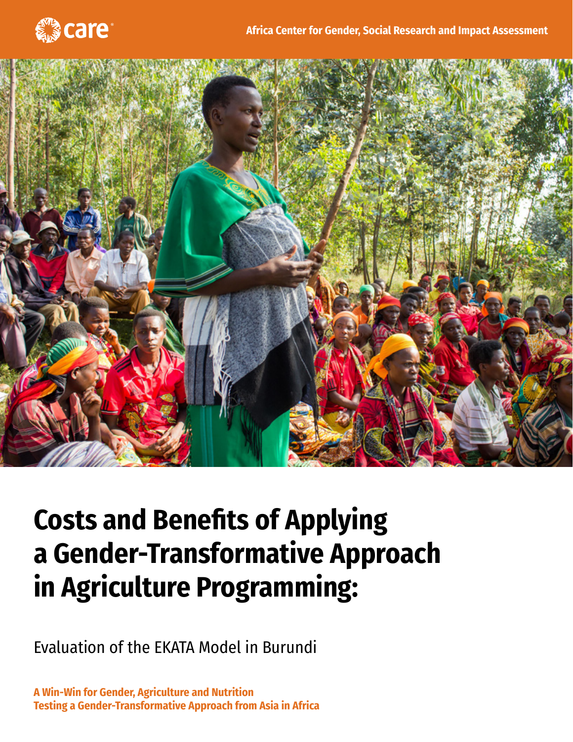care

Africa Center for Gender, Social Research and Impact Assessment

# Costs and Benefits of Applying a Gender-Transformative Approach in Agriculture Programming:

Evaluation of the EKATA Model in Burundi

**A Win-Win for Gender, Agriculture and Nutrition**
**Testing a Gender-Transformative Approach from Asia in Africa**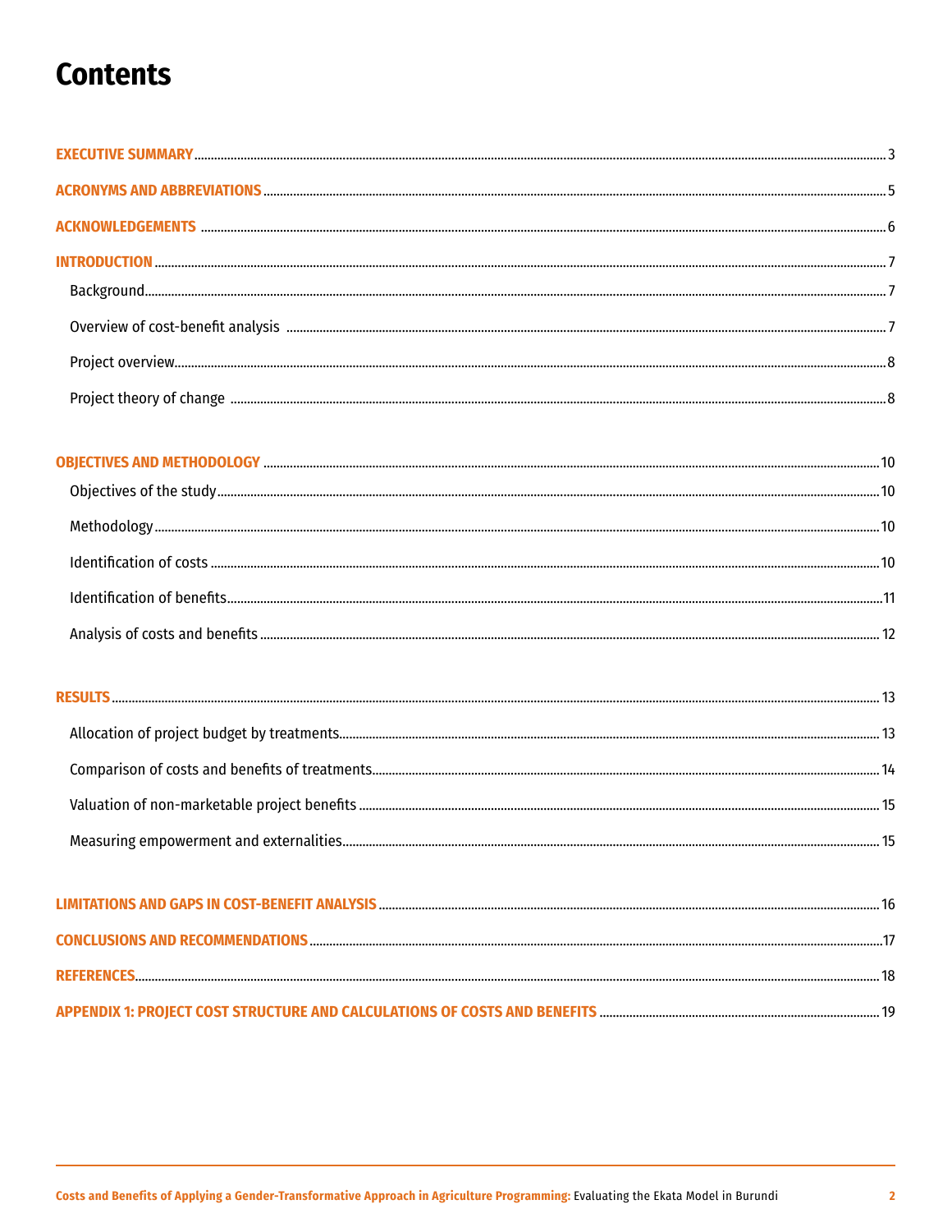# Contents

- **EXECUTIVE SUMMARY** ... 3
- **ACRONYMS AND ABBREVIATIONS** ... 5
- **ACKNOWLEDGEMENTS** ... 6
- **INTRODUCTION** ... 7
  - Background ... 7
  - Overview of cost-benefit analysis ... 7
  - Project overview ... 8
  - Project theory of change ... 8
- **OBJECTIVES AND METHODOLOGY** ... 10
  - Objectives of the study ... 10
  - Methodology ... 10
  - Identification of costs ... 10
  - Identification of benefits ... 11
  - Analysis of costs and benefits ... 12
- **RESULTS** ... 13
  - Allocation of project budget by treatments ... 13
  - Comparison of costs and benefits of treatments ... 14
  - Valuation of non-marketable project benefits ... 15
  - Measuring empowerment and externalities ... 15
- **LIMITATIONS AND GAPS IN COST-BENEFIT ANALYSIS** ... 16
- **CONCLUSIONS AND RECOMMENDATIONS** ... 17
- **REFERENCES** ... 18
- **APPENDIX 1: PROJECT COST STRUCTURE AND CALCULATIONS OF COSTS AND BENEFITS** ... 19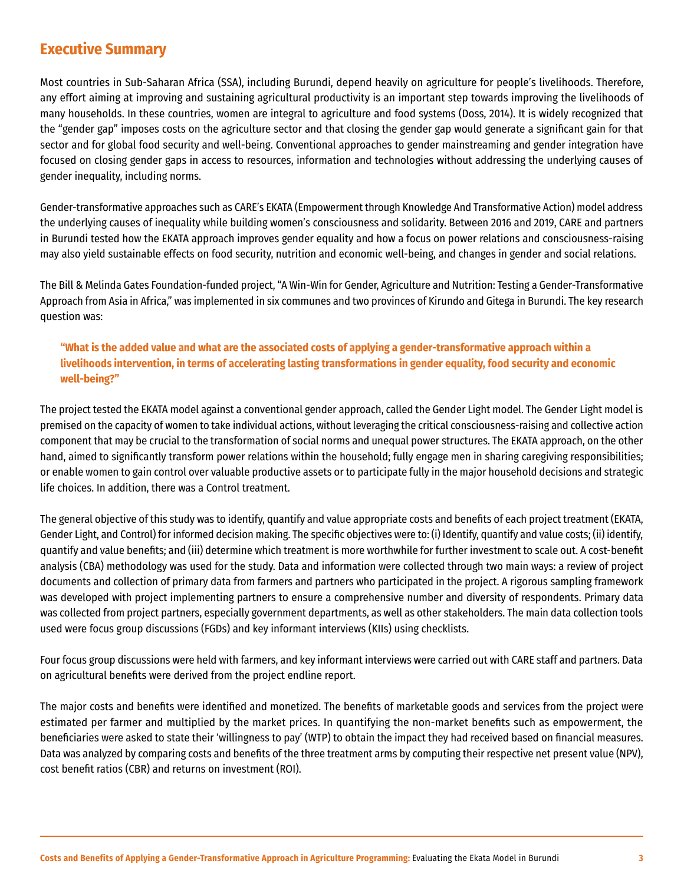## Executive Summary

Most countries in Sub-Saharan Africa (SSA), including Burundi, depend heavily on agriculture for people's livelihoods. Therefore, any effort aiming at improving and sustaining agricultural productivity is an important step towards improving the livelihoods of many households. In these countries, women are integral to agriculture and food systems (Doss, 2014). It is widely recognized that the "gender gap" imposes costs on the agriculture sector and that closing the gender gap would generate a significant gain for that sector and for global food security and well-being. Conventional approaches to gender mainstreaming and gender integration have focused on closing gender gaps in access to resources, information and technologies without addressing the underlying causes of gender inequality, including norms.

Gender-transformative approaches such as CARE's EKATA (Empowerment through Knowledge And Transformative Action) model address the underlying causes of inequality while building women's consciousness and solidarity. Between 2016 and 2019, CARE and partners in Burundi tested how the EKATA approach improves gender equality and how a focus on power relations and consciousness-raising may also yield sustainable effects on food security, nutrition and economic well-being, and changes in gender and social relations.

The Bill & Melinda Gates Foundation-funded project, "A Win-Win for Gender, Agriculture and Nutrition: Testing a Gender-Transformative Approach from Asia in Africa," was implemented in six communes and two provinces of Kirundo and Gitega in Burundi. The key research question was:

> **"What is the added value and what are the associated costs of applying a gender-transformative approach within a livelihoods intervention, in terms of accelerating lasting transformations in gender equality, food security and economic well-being?"**

The project tested the EKATA model against a conventional gender approach, called the Gender Light model. The Gender Light model is premised on the capacity of women to take individual actions, without leveraging the critical consciousness-raising and collective action component that may be crucial to the transformation of social norms and unequal power structures. The EKATA approach, on the other hand, aimed to significantly transform power relations within the household; fully engage men in sharing caregiving responsibilities; or enable women to gain control over valuable productive assets or to participate fully in the major household decisions and strategic life choices. In addition, there was a Control treatment.

The general objective of this study was to identify, quantify and value appropriate costs and benefits of each project treatment (EKATA, Gender Light, and Control) for informed decision making. The specific objectives were to: (i) Identify, quantify and value costs; (ii) identify, quantify and value benefits; and (iii) determine which treatment is more worthwhile for further investment to scale out. A cost-benefit analysis (CBA) methodology was used for the study. Data and information were collected through two main ways: a review of project documents and collection of primary data from farmers and partners who participated in the project. A rigorous sampling framework was developed with project implementing partners to ensure a comprehensive number and diversity of respondents. Primary data was collected from project partners, especially government departments, as well as other stakeholders. The main data collection tools used were focus group discussions (FGDs) and key informant interviews (KIIs) using checklists.

Four focus group discussions were held with farmers, and key informant interviews were carried out with CARE staff and partners. Data on agricultural benefits were derived from the project endline report.

The major costs and benefits were identified and monetized. The benefits of marketable goods and services from the project were estimated per farmer and multiplied by the market prices. In quantifying the non-market benefits such as empowerment, the beneficiaries were asked to state their 'willingness to pay' (WTP) to obtain the impact they had received based on financial measures. Data was analyzed by comparing costs and benefits of the three treatment arms by computing their respective net present value (NPV), cost benefit ratios (CBR) and returns on investment (ROI).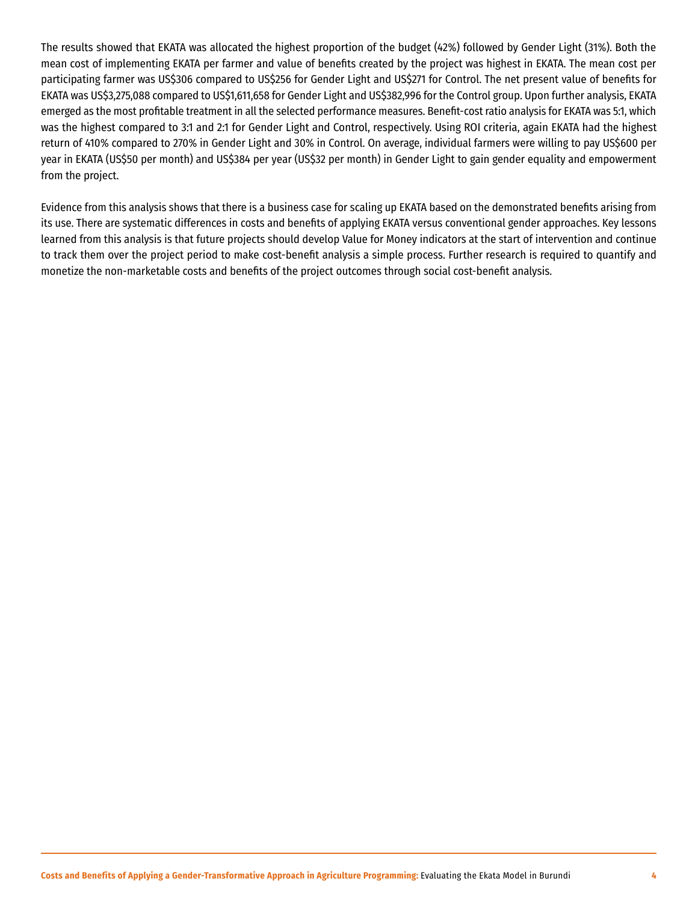The results showed that EKATA was allocated the highest proportion of the budget (42%) followed by Gender Light (31%). Both the mean cost of implementing EKATA per farmer and value of benefits created by the project was highest in EKATA. The mean cost per participating farmer was US$306 compared to US$256 for Gender Light and US$271 for Control. The net present value of benefits for EKATA was US$3,275,088 compared to US$1,611,658 for Gender Light and US$382,996 for the Control group. Upon further analysis, EKATA emerged as the most profitable treatment in all the selected performance measures. Benefit-cost ratio analysis for EKATA was 5:1, which was the highest compared to 3:1 and 2:1 for Gender Light and Control, respectively. Using ROI criteria, again EKATA had the highest return of 410% compared to 270% in Gender Light and 30% in Control. On average, individual farmers were willing to pay US$600 per year in EKATA (US$50 per month) and US$384 per year (US$32 per month) in Gender Light to gain gender equality and empowerment from the project.

Evidence from this analysis shows that there is a business case for scaling up EKATA based on the demonstrated benefits arising from its use. There are systematic differences in costs and benefits of applying EKATA versus conventional gender approaches. Key lessons learned from this analysis is that future projects should develop Value for Money indicators at the start of intervention and continue to track them over the project period to make cost-benefit analysis a simple process. Further research is required to quantify and monetize the non-marketable costs and benefits of the project outcomes through social cost-benefit analysis.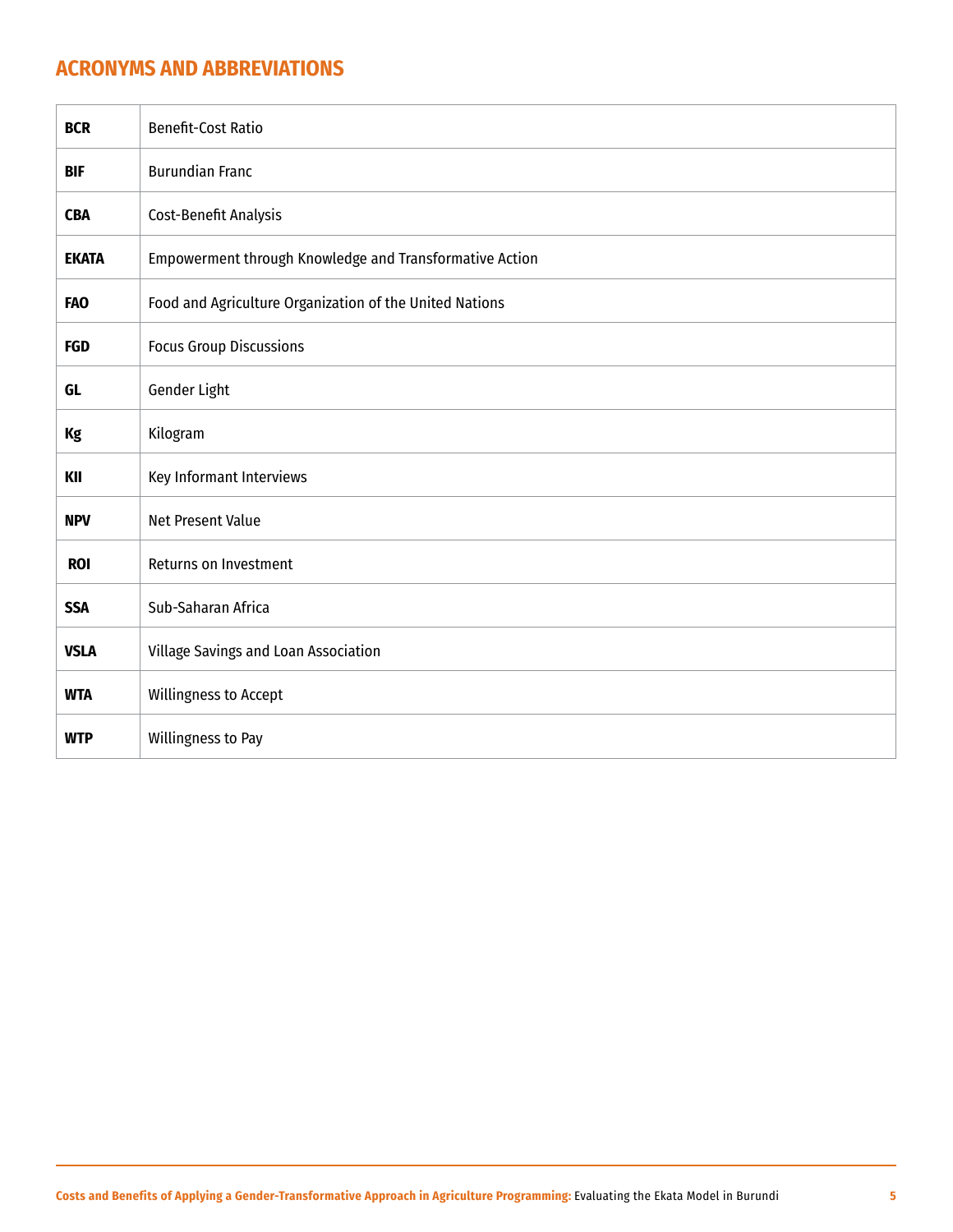## ACRONYMS AND ABBREVIATIONS

| | |
|---|---|
| **BCR** | Benefit-Cost Ratio |
| **BIF** | Burundian Franc |
| **CBA** | Cost-Benefit Analysis |
| **EKATA** | Empowerment through Knowledge and Transformative Action |
| **FAO** | Food and Agriculture Organization of the United Nations |
| **FGD** | Focus Group Discussions |
| **GL** | Gender Light |
| **Kg** | Kilogram |
| **KII** | Key Informant Interviews |
| **NPV** | Net Present Value |
| **ROI** | Returns on Investment |
| **SSA** | Sub-Saharan Africa |
| **VSLA** | Village Savings and Loan Association |
| **WTA** | Willingness to Accept |
| **WTP** | Willingness to Pay |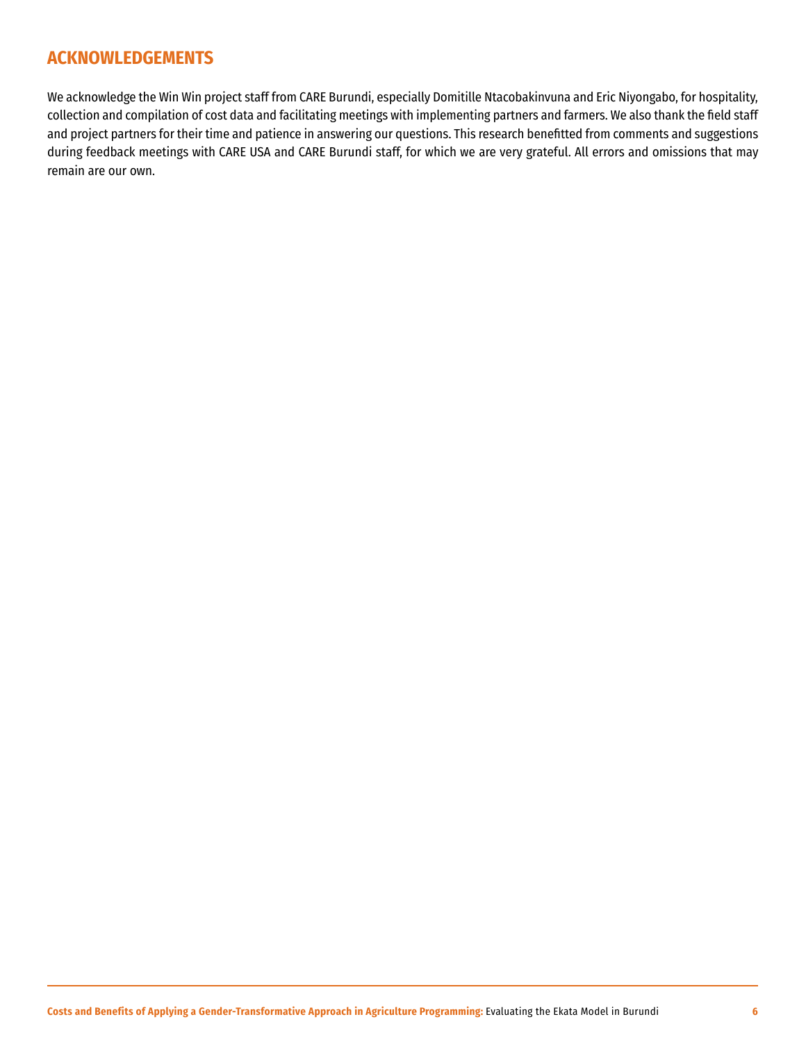## ACKNOWLEDGEMENTS

We acknowledge the Win Win project staff from CARE Burundi, especially Domitille Ntacobakinvuna and Eric Niyongabo, for hospitality, collection and compilation of cost data and facilitating meetings with implementing partners and farmers. We also thank the field staff and project partners for their time and patience in answering our questions. This research benefitted from comments and suggestions during feedback meetings with CARE USA and CARE Burundi staff, for which we are very grateful. All errors and omissions that may remain are our own.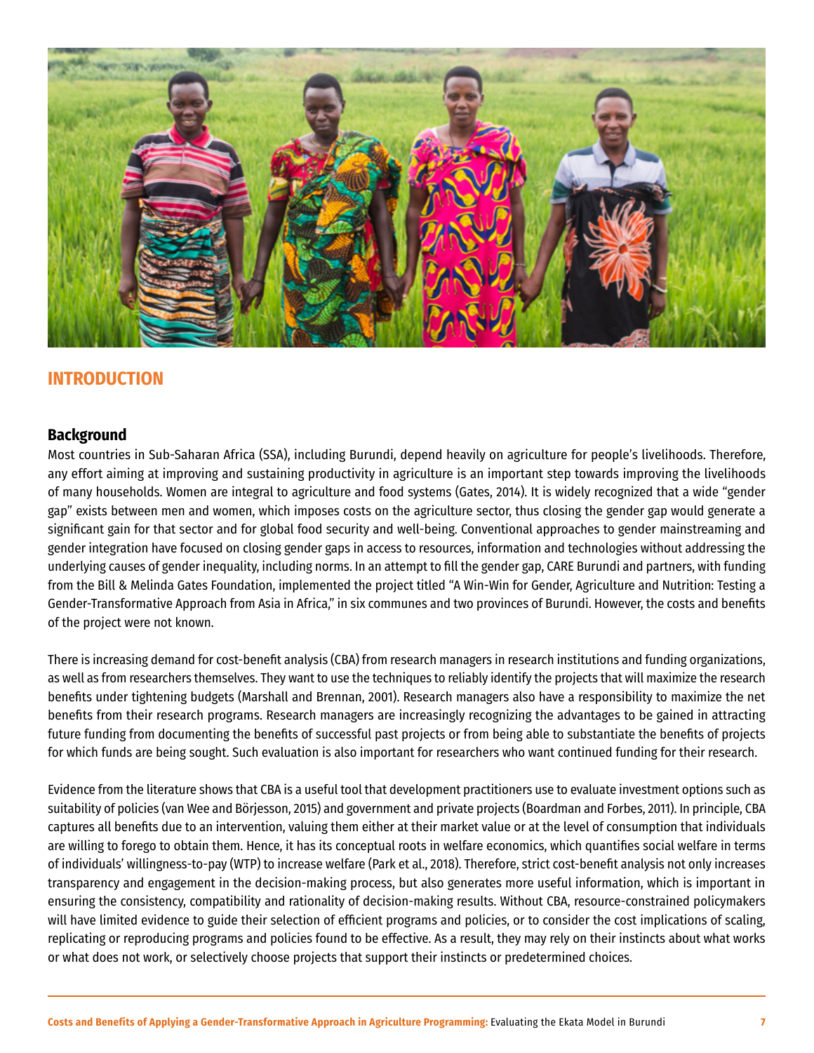# INTRODUCTION

## Background

Most countries in Sub-Saharan Africa (SSA), including Burundi, depend heavily on agriculture for people's livelihoods. Therefore, any effort aiming at improving and sustaining productivity in agriculture is an important step towards improving the livelihoods of many households. Women are integral to agriculture and food systems (Gates, 2014). It is widely recognized that a wide "gender gap" exists between men and women, which imposes costs on the agriculture sector, thus closing the gender gap would generate a significant gain for that sector and for global food security and well-being. Conventional approaches to gender mainstreaming and gender integration have focused on closing gender gaps in access to resources, information and technologies without addressing the underlying causes of gender inequality, including norms. In an attempt to fill the gender gap, CARE Burundi and partners, with funding from the Bill & Melinda Gates Foundation, implemented the project titled "A Win-Win for Gender, Agriculture and Nutrition: Testing a Gender-Transformative Approach from Asia in Africa," in six communes and two provinces of Burundi. However, the costs and benefits of the project were not known.

There is increasing demand for cost-benefit analysis (CBA) from research managers in research institutions and funding organizations, as well as from researchers themselves. They want to use the techniques to reliably identify the projects that will maximize the research benefits under tightening budgets (Marshall and Brennan, 2001). Research managers also have a responsibility to maximize the net benefits from their research programs. Research managers are increasingly recognizing the advantages to be gained in attracting future funding from documenting the benefits of successful past projects or from being able to substantiate the benefits of projects for which funds are being sought. Such evaluation is also important for researchers who want continued funding for their research.

Evidence from the literature shows that CBA is a useful tool that development practitioners use to evaluate investment options such as suitability of policies (van Wee and Börjesson, 2015) and government and private projects (Boardman and Forbes, 2011). In principle, CBA captures all benefits due to an intervention, valuing them either at their market value or at the level of consumption that individuals are willing to forego to obtain them. Hence, it has its conceptual roots in welfare economics, which quantifies social welfare in terms of individuals' willingness-to-pay (WTP) to increase welfare (Park et al., 2018). Therefore, strict cost-benefit analysis not only increases transparency and engagement in the decision-making process, but also generates more useful information, which is important in ensuring the consistency, compatibility and rationality of decision-making results. Without CBA, resource-constrained policymakers will have limited evidence to guide their selection of efficient programs and policies, or to consider the cost implications of scaling, replicating or reproducing programs and policies found to be effective. As a result, they may rely on their instincts about what works or what does not work, or selectively choose projects that support their instincts or predetermined choices.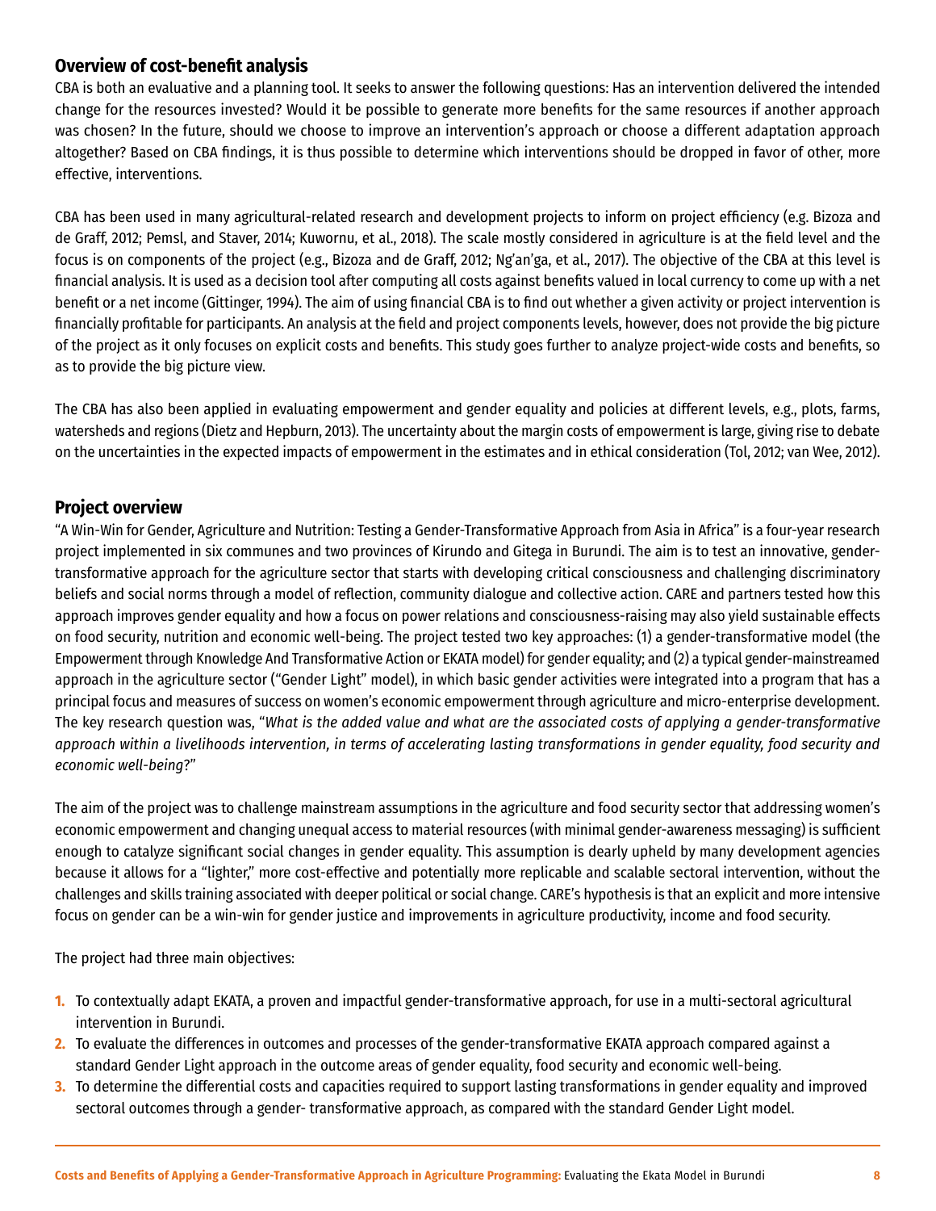## Overview of cost-benefit analysis

CBA is both an evaluative and a planning tool. It seeks to answer the following questions: Has an intervention delivered the intended change for the resources invested? Would it be possible to generate more benefits for the same resources if another approach was chosen? In the future, should we choose to improve an intervention's approach or choose a different adaptation approach altogether? Based on CBA findings, it is thus possible to determine which interventions should be dropped in favor of other, more effective, interventions.

CBA has been used in many agricultural-related research and development projects to inform on project efficiency (e.g. Bizoza and de Graff, 2012; Pemsl, and Staver, 2014; Kuwornu, et al., 2018). The scale mostly considered in agriculture is at the field level and the focus is on components of the project (e.g., Bizoza and de Graff, 2012; Ng'an'ga, et al., 2017). The objective of the CBA at this level is financial analysis. It is used as a decision tool after computing all costs against benefits valued in local currency to come up with a net benefit or a net income (Gittinger, 1994). The aim of using financial CBA is to find out whether a given activity or project intervention is financially profitable for participants. An analysis at the field and project components levels, however, does not provide the big picture of the project as it only focuses on explicit costs and benefits. This study goes further to analyze project-wide costs and benefits, so as to provide the big picture view.

The CBA has also been applied in evaluating empowerment and gender equality and policies at different levels, e.g., plots, farms, watersheds and regions (Dietz and Hepburn, 2013). The uncertainty about the margin costs of empowerment is large, giving rise to debate on the uncertainties in the expected impacts of empowerment in the estimates and in ethical consideration (Tol, 2012; van Wee, 2012).

## Project overview

"A Win-Win for Gender, Agriculture and Nutrition: Testing a Gender-Transformative Approach from Asia in Africa" is a four-year research project implemented in six communes and two provinces of Kirundo and Gitega in Burundi. The aim is to test an innovative, gender-transformative approach for the agriculture sector that starts with developing critical consciousness and challenging discriminatory beliefs and social norms through a model of reflection, community dialogue and collective action. CARE and partners tested how this approach improves gender equality and how a focus on power relations and consciousness-raising may also yield sustainable effects on food security, nutrition and economic well-being. The project tested two key approaches: (1) a gender-transformative model (the Empowerment through Knowledge And Transformative Action or EKATA model) for gender equality; and (2) a typical gender-mainstreamed approach in the agriculture sector ("Gender Light" model), in which basic gender activities were integrated into a program that has a principal focus and measures of success on women's economic empowerment through agriculture and micro-enterprise development. The key research question was, "*What is the added value and what are the associated costs of applying a gender-transformative approach within a livelihoods intervention, in terms of accelerating lasting transformations in gender equality, food security and economic well-being*?"

The aim of the project was to challenge mainstream assumptions in the agriculture and food security sector that addressing women's economic empowerment and changing unequal access to material resources (with minimal gender-awareness messaging) is sufficient enough to catalyze significant social changes in gender equality. This assumption is dearly upheld by many development agencies because it allows for a "lighter," more cost-effective and potentially more replicable and scalable sectoral intervention, without the challenges and skills training associated with deeper political or social change. CARE's hypothesis is that an explicit and more intensive focus on gender can be a win-win for gender justice and improvements in agriculture productivity, income and food security.

The project had three main objectives:

1. To contextually adapt EKATA, a proven and impactful gender-transformative approach, for use in a multi-sectoral agricultural intervention in Burundi.
2. To evaluate the differences in outcomes and processes of the gender-transformative EKATA approach compared against a standard Gender Light approach in the outcome areas of gender equality, food security and economic well-being.
3. To determine the differential costs and capacities required to support lasting transformations in gender equality and improved sectoral outcomes through a gender- transformative approach, as compared with the standard Gender Light model.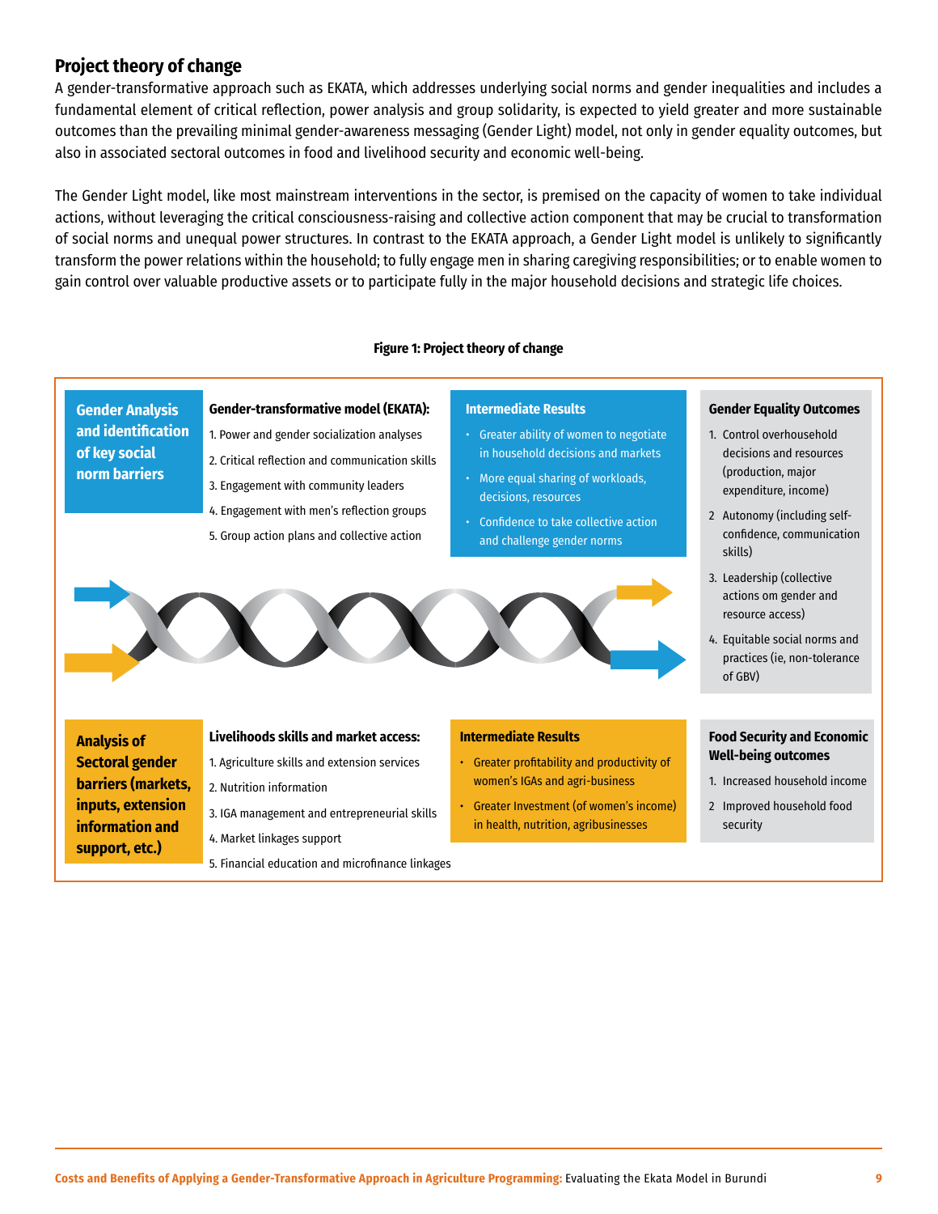## Project theory of change

A gender-transformative approach such as EKATA, which addresses underlying social norms and gender inequalities and includes a fundamental element of critical reflection, power analysis and group solidarity, is expected to yield greater and more sustainable outcomes than the prevailing minimal gender-awareness messaging (Gender Light) model, not only in gender equality outcomes, but also in associated sectoral outcomes in food and livelihood security and economic well-being.

The Gender Light model, like most mainstream interventions in the sector, is premised on the capacity of women to take individual actions, without leveraging the critical consciousness-raising and collective action component that may be crucial to transformation of social norms and unequal power structures. In contrast to the EKATA approach, a Gender Light model is unlikely to significantly transform the power relations within the household; to fully engage men in sharing caregiving responsibilities; or to enable women to gain control over valuable productive assets or to participate fully in the major household decisions and strategic life choices.

**Figure 1: Project theory of change**

**Gender Analysis and identification of key social norm barriers**

**Gender-transformative model (EKATA):**

1. Power and gender socialization analyses
2. Critical reflection and communication skills
3. Engagement with community leaders
4. Engagement with men's reflection groups
5. Group action plans and collective action

**Intermediate Results**

- Greater ability of women to negotiate in household decisions and markets
- More equal sharing of workloads, decisions, resources
- Confidence to take collective action and challenge gender norms

**Gender Equality Outcomes**

1. Control overhousehold decisions and resources (production, major expenditure, income)
2. Autonomy (including self-confidence, communication skills)
3. Leadership (collective actions om gender and resource access)
4. Equitable social norms and practices (ie, non-tolerance of GBV)

**Analysis of Sectoral gender barriers (markets, inputs, extension information and support, etc.)**

**Livelihoods skills and market access:**

1. Agriculture skills and extension services
2. Nutrition information
3. IGA management and entrepreneurial skills
4. Market linkages support
5. Financial education and microfinance linkages

**Intermediate Results**

- Greater profitability and productivity of women's IGAs and agri-business
- Greater Investment (of women's income) in health, nutrition, agribusinesses

**Food Security and Economic Well-being outcomes**

1. Increased household income
2. Improved household food security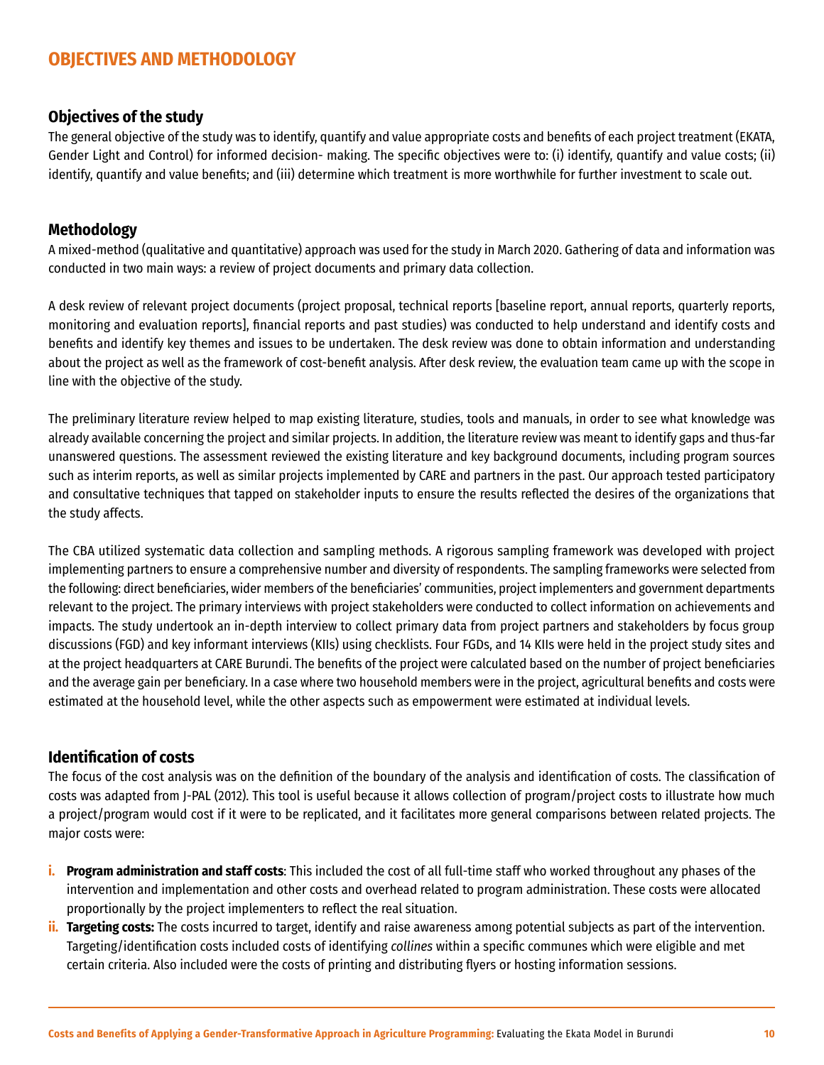# OBJECTIVES AND METHODOLOGY

## Objectives of the study

The general objective of the study was to identify, quantify and value appropriate costs and benefits of each project treatment (EKATA, Gender Light and Control) for informed decision- making. The specific objectives were to: (i) identify, quantify and value costs; (ii) identify, quantify and value benefits; and (iii) determine which treatment is more worthwhile for further investment to scale out.

## Methodology

A mixed-method (qualitative and quantitative) approach was used for the study in March 2020. Gathering of data and information was conducted in two main ways: a review of project documents and primary data collection.

A desk review of relevant project documents (project proposal, technical reports [baseline report, annual reports, quarterly reports, monitoring and evaluation reports], financial reports and past studies) was conducted to help understand and identify costs and benefits and identify key themes and issues to be undertaken. The desk review was done to obtain information and understanding about the project as well as the framework of cost-benefit analysis. After desk review, the evaluation team came up with the scope in line with the objective of the study.

The preliminary literature review helped to map existing literature, studies, tools and manuals, in order to see what knowledge was already available concerning the project and similar projects. In addition, the literature review was meant to identify gaps and thus-far unanswered questions. The assessment reviewed the existing literature and key background documents, including program sources such as interim reports, as well as similar projects implemented by CARE and partners in the past. Our approach tested participatory and consultative techniques that tapped on stakeholder inputs to ensure the results reflected the desires of the organizations that the study affects.

The CBA utilized systematic data collection and sampling methods. A rigorous sampling framework was developed with project implementing partners to ensure a comprehensive number and diversity of respondents. The sampling frameworks were selected from the following: direct beneficiaries, wider members of the beneficiaries' communities, project implementers and government departments relevant to the project. The primary interviews with project stakeholders were conducted to collect information on achievements and impacts. The study undertook an in-depth interview to collect primary data from project partners and stakeholders by focus group discussions (FGD) and key informant interviews (KIIs) using checklists. Four FGDs, and 14 KIIs were held in the project study sites and at the project headquarters at CARE Burundi. The benefits of the project were calculated based on the number of project beneficiaries and the average gain per beneficiary. In a case where two household members were in the project, agricultural benefits and costs were estimated at the household level, while the other aspects such as empowerment were estimated at individual levels.

## Identification of costs

The focus of the cost analysis was on the definition of the boundary of the analysis and identification of costs. The classification of costs was adapted from J-PAL (2012). This tool is useful because it allows collection of program/project costs to illustrate how much a project/program would cost if it were to be replicated, and it facilitates more general comparisons between related projects. The major costs were:

i. **Program administration and staff costs**: This included the cost of all full-time staff who worked throughout any phases of the intervention and implementation and other costs and overhead related to program administration. These costs were allocated proportionally by the project implementers to reflect the real situation.

ii. **Targeting costs:** The costs incurred to target, identify and raise awareness among potential subjects as part of the intervention. Targeting/identification costs included costs of identifying *collines* within a specific communes which were eligible and met certain criteria. Also included were the costs of printing and distributing flyers or hosting information sessions.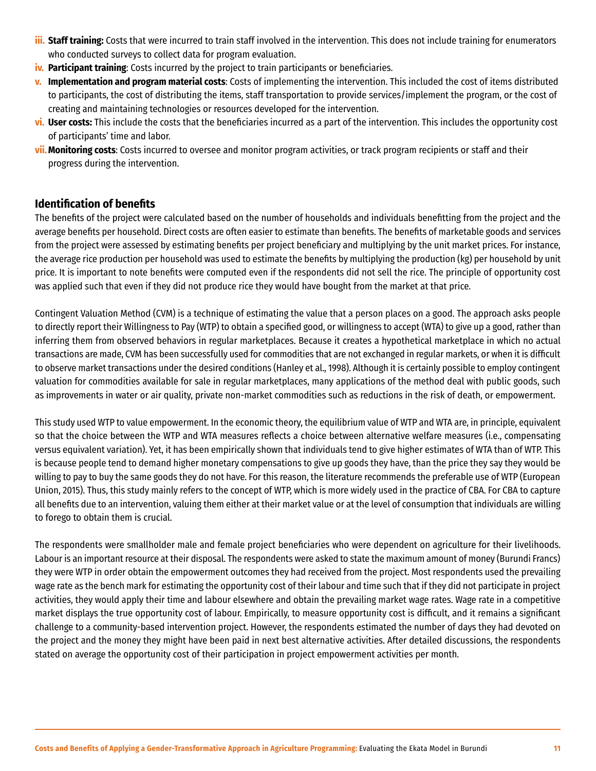iii. **Staff training:** Costs that were incurred to train staff involved in the intervention. This does not include training for enumerators who conducted surveys to collect data for program evaluation.

iv. **Participant training**: Costs incurred by the project to train participants or beneficiaries.

v. **Implementation and program material costs**: Costs of implementing the intervention. This included the cost of items distributed to participants, the cost of distributing the items, staff transportation to provide services/implement the program, or the cost of creating and maintaining technologies or resources developed for the intervention.

vi. **User costs:** This include the costs that the beneficiaries incurred as a part of the intervention. This includes the opportunity cost of participants' time and labor.

vii. **Monitoring costs**: Costs incurred to oversee and monitor program activities, or track program recipients or staff and their progress during the intervention.

## Identification of benefits

The benefits of the project were calculated based on the number of households and individuals benefitting from the project and the average benefits per household. Direct costs are often easier to estimate than benefits. The benefits of marketable goods and services from the project were assessed by estimating benefits per project beneficiary and multiplying by the unit market prices. For instance, the average rice production per household was used to estimate the benefits by multiplying the production (kg) per household by unit price. It is important to note benefits were computed even if the respondents did not sell the rice. The principle of opportunity cost was applied such that even if they did not produce rice they would have bought from the market at that price.

Contingent Valuation Method (CVM) is a technique of estimating the value that a person places on a good. The approach asks people to directly report their Willingness to Pay (WTP) to obtain a specified good, or willingness to accept (WTA) to give up a good, rather than inferring them from observed behaviors in regular marketplaces. Because it creates a hypothetical marketplace in which no actual transactions are made, CVM has been successfully used for commodities that are not exchanged in regular markets, or when it is difficult to observe market transactions under the desired conditions (Hanley et al., 1998). Although it is certainly possible to employ contingent valuation for commodities available for sale in regular marketplaces, many applications of the method deal with public goods, such as improvements in water or air quality, private non-market commodities such as reductions in the risk of death, or empowerment.

This study used WTP to value empowerment. In the economic theory, the equilibrium value of WTP and WTA are, in principle, equivalent so that the choice between the WTP and WTA measures reflects a choice between alternative welfare measures (i.e., compensating versus equivalent variation). Yet, it has been empirically shown that individuals tend to give higher estimates of WTA than of WTP. This is because people tend to demand higher monetary compensations to give up goods they have, than the price they say they would be willing to pay to buy the same goods they do not have. For this reason, the literature recommends the preferable use of WTP (European Union, 2015). Thus, this study mainly refers to the concept of WTP, which is more widely used in the practice of CBA. For CBA to capture all benefits due to an intervention, valuing them either at their market value or at the level of consumption that individuals are willing to forego to obtain them is crucial.

The respondents were smallholder male and female project beneficiaries who were dependent on agriculture for their livelihoods. Labour is an important resource at their disposal. The respondents were asked to state the maximum amount of money (Burundi Francs) they were WTP in order obtain the empowerment outcomes they had received from the project. Most respondents used the prevailing wage rate as the bench mark for estimating the opportunity cost of their labour and time such that if they did not participate in project activities, they would apply their time and labour elsewhere and obtain the prevailing market wage rates. Wage rate in a competitive market displays the true opportunity cost of labour. Empirically, to measure opportunity cost is difficult, and it remains a significant challenge to a community-based intervention project. However, the respondents estimated the number of days they had devoted on the project and the money they might have been paid in next best alternative activities. After detailed discussions, the respondents stated on average the opportunity cost of their participation in project empowerment activities per month.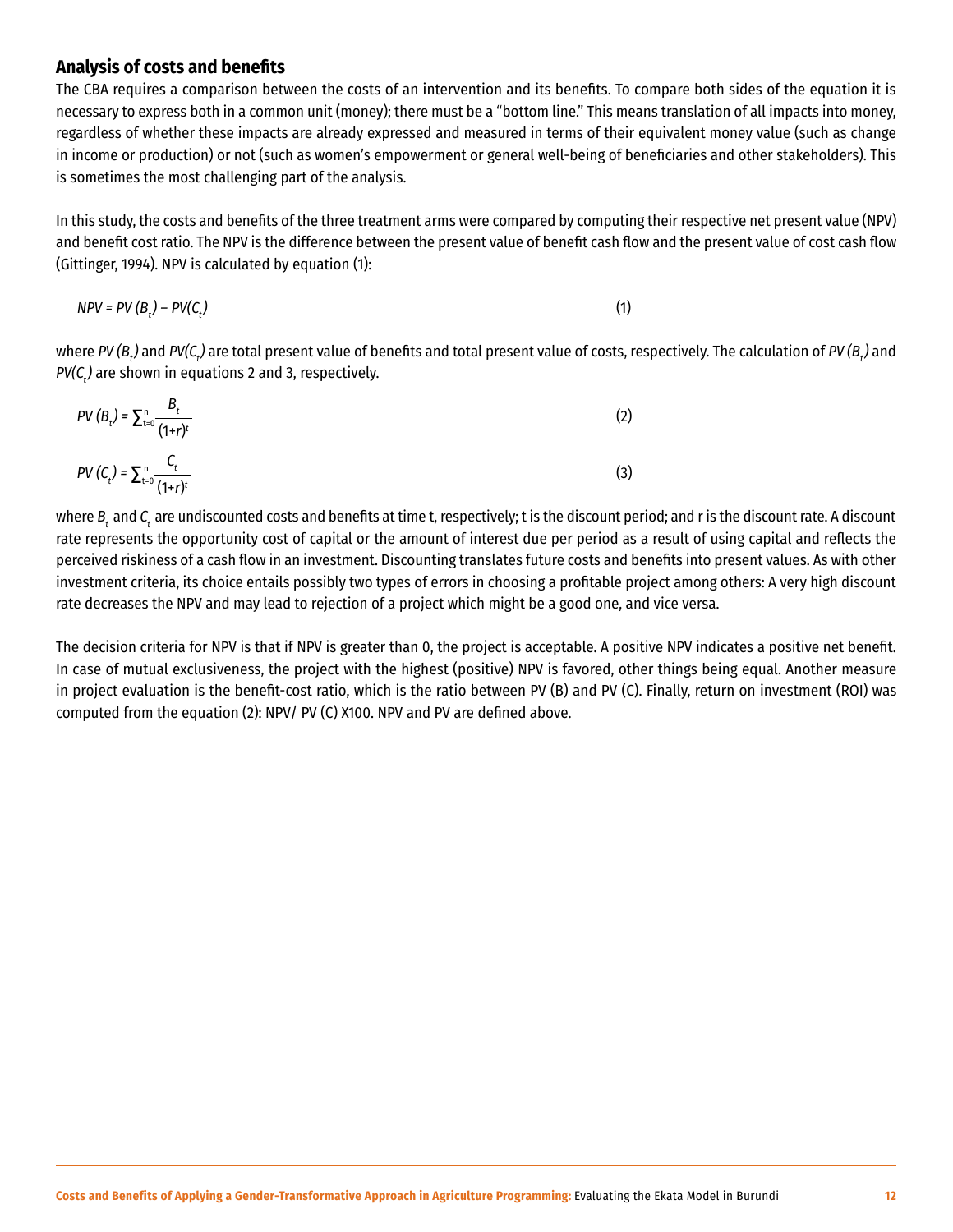### Analysis of costs and benefits

The CBA requires a comparison between the costs of an intervention and its benefits. To compare both sides of the equation it is necessary to express both in a common unit (money); there must be a "bottom line." This means translation of all impacts into money, regardless of whether these impacts are already expressed and measured in terms of their equivalent money value (such as change in income or production) or not (such as women's empowerment or general well-being of beneficiaries and other stakeholders). This is sometimes the most challenging part of the analysis.

In this study, the costs and benefits of the three treatment arms were compared by computing their respective net present value (NPV) and benefit cost ratio. The NPV is the difference between the present value of benefit cash flow and the present value of cost cash flow (Gittinger, 1994). NPV is calculated by equation (1):

$$NPV = PV(B_t) - PV(C_t) \qquad (1)$$

where $PV(B_t)$ and $PV(C_t)$ are total present value of benefits and total present value of costs, respectively. The calculation of $PV(B_t)$ and $PV(C_t)$ are shown in equations 2 and 3, respectively.

$$PV(B_t) = \sum_{t=0}^{n} \frac{B_t}{(1+r)^t} \qquad (2)$$

$$PV(C_t) = \sum_{t=0}^{n} \frac{C_t}{(1+r)^t} \qquad (3)$$

where $B_t$ and $C_t$ are undiscounted costs and benefits at time t, respectively; t is the discount period; and r is the discount rate. A discount rate represents the opportunity cost of capital or the amount of interest due per period as a result of using capital and reflects the perceived riskiness of a cash flow in an investment. Discounting translates future costs and benefits into present values. As with other investment criteria, its choice entails possibly two types of errors in choosing a profitable project among others: A very high discount rate decreases the NPV and may lead to rejection of a project which might be a good one, and vice versa.

The decision criteria for NPV is that if NPV is greater than 0, the project is acceptable. A positive NPV indicates a positive net benefit. In case of mutual exclusiveness, the project with the highest (positive) NPV is favored, other things being equal. Another measure in project evaluation is the benefit-cost ratio, which is the ratio between PV (B) and PV (C). Finally, return on investment (ROI) was computed from the equation (2): NPV/ PV (C) X100. NPV and PV are defined above.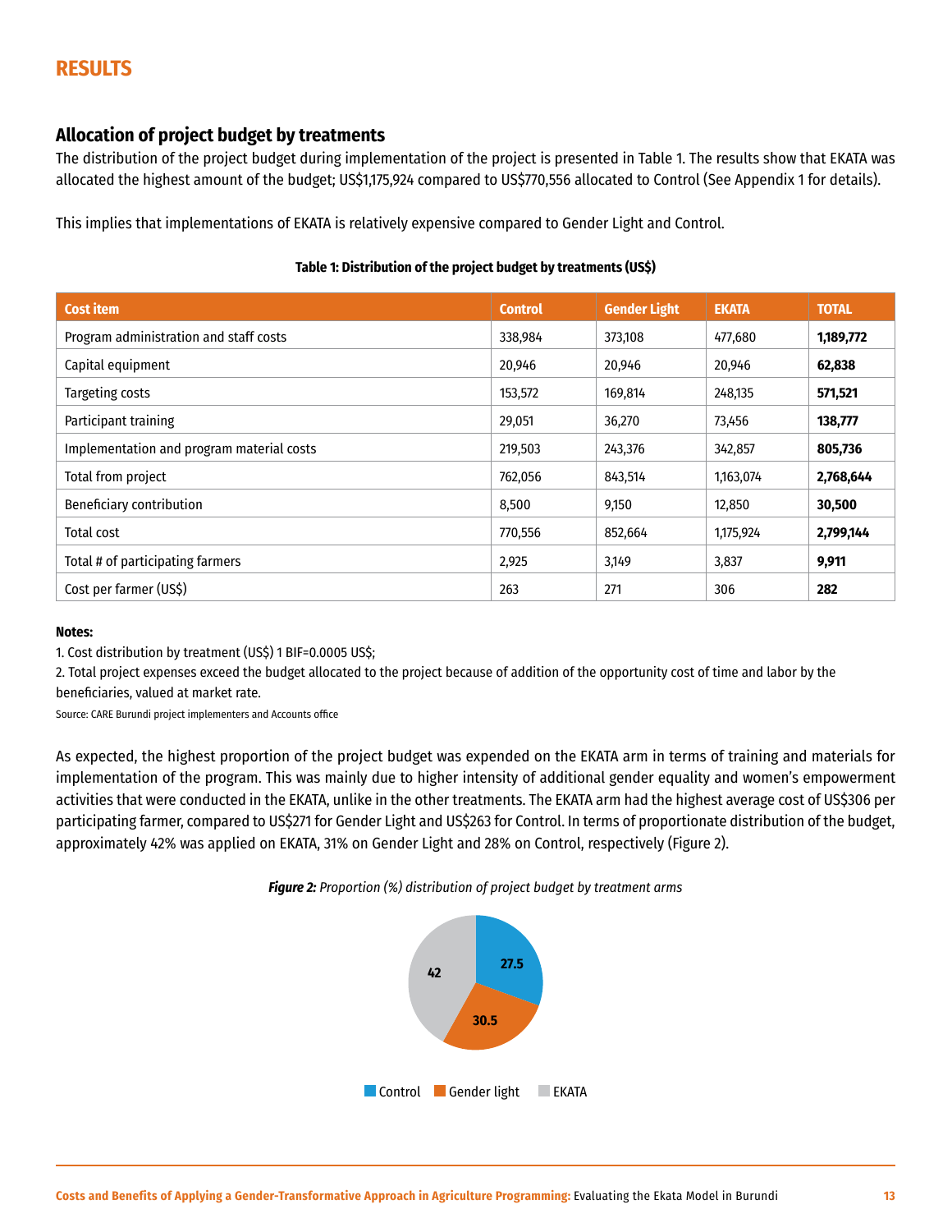# RESULTS

## Allocation of project budget by treatments

The distribution of the project budget during implementation of the project is presented in Table 1. The results show that EKATA was allocated the highest amount of the budget; US$1,175,924 compared to US$770,556 allocated to Control (See Appendix 1 for details).

This implies that implementations of EKATA is relatively expensive compared to Gender Light and Control.

**Table 1: Distribution of the project budget by treatments (US$)**

| Cost item | Control | Gender Light | EKATA | TOTAL |
|---|---|---|---|---|
| Program administration and staff costs | 338,984 | 373,108 | 477,680 | **1,189,772** |
| Capital equipment | 20,946 | 20,946 | 20,946 | **62,838** |
| Targeting costs | 153,572 | 169,814 | 248,135 | **571,521** |
| Participant training | 29,051 | 36,270 | 73,456 | **138,777** |
| Implementation and program material costs | 219,503 | 243,376 | 342,857 | **805,736** |
| Total from project | 762,056 | 843,514 | 1,163,074 | **2,768,644** |
| Beneficiary contribution | 8,500 | 9,150 | 12,850 | **30,500** |
| Total cost | 770,556 | 852,664 | 1,175,924 | **2,799,144** |
| Total # of participating farmers | 2,925 | 3,149 | 3,837 | **9,911** |
| Cost per farmer (US$) | 263 | 271 | 306 | **282** |

**Notes:**

1. Cost distribution by treatment (US$) 1 BIF=0.0005 US$;
2. Total project expenses exceed the budget allocated to the project because of addition of the opportunity cost of time and labor by the beneficiaries, valued at market rate.

Source: CARE Burundi project implementers and Accounts office

As expected, the highest proportion of the project budget was expended on the EKATA arm in terms of training and materials for implementation of the program. This was mainly due to higher intensity of additional gender equality and women's empowerment activities that were conducted in the EKATA, unlike in the other treatments. The EKATA arm had the highest average cost of US$306 per participating farmer, compared to US$271 for Gender Light and US$263 for Control. In terms of proportionate distribution of the budget, approximately 42% was applied on EKATA, 31% on Gender Light and 28% on Control, respectively (Figure 2).

***Figure 2:*** *Proportion (%) distribution of project budget by treatment arms*

| Treatment arm | % |
|---|---|
| Control | 27.5 |
| Gender light | 30.5 |
| EKATA | 42 |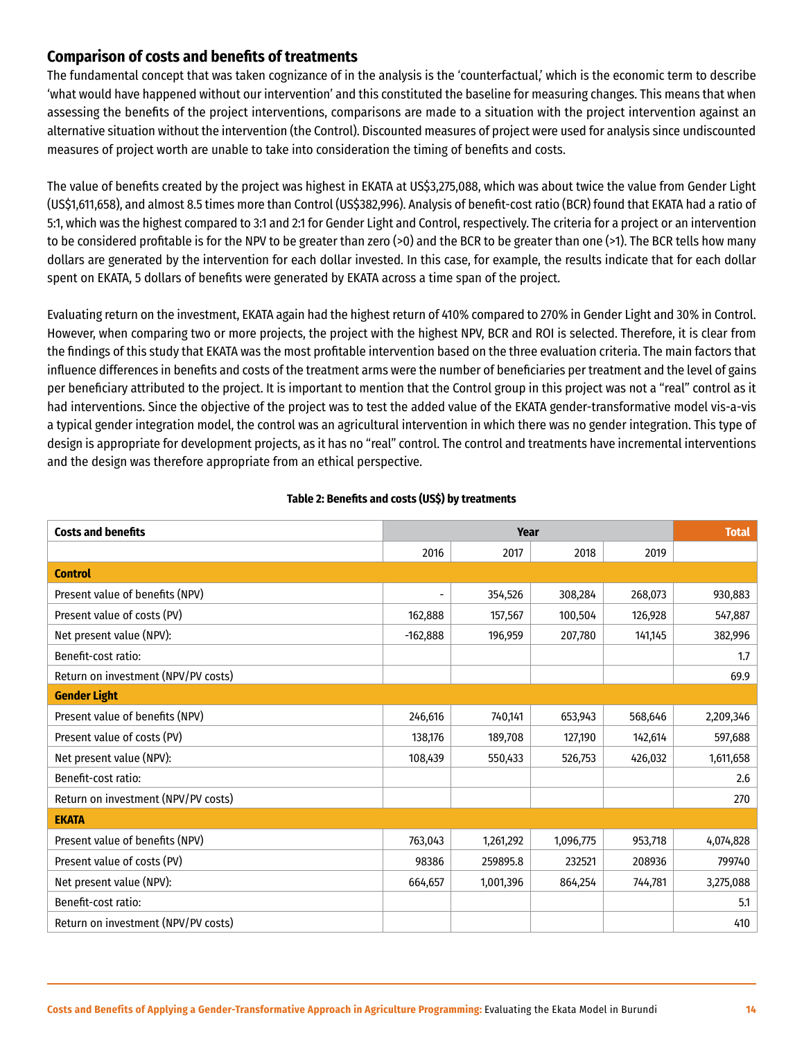## Comparison of costs and benefits of treatments

The fundamental concept that was taken cognizance of in the analysis is the 'counterfactual,' which is the economic term to describe 'what would have happened without our intervention' and this constituted the baseline for measuring changes. This means that when assessing the benefits of the project interventions, comparisons are made to a situation with the project intervention against an alternative situation without the intervention (the Control). Discounted measures of project were used for analysis since undiscounted measures of project worth are unable to take into consideration the timing of benefits and costs.

The value of benefits created by the project was highest in EKATA at US$3,275,088, which was about twice the value from Gender Light (US$1,611,658), and almost 8.5 times more than Control (US$382,996). Analysis of benefit-cost ratio (BCR) found that EKATA had a ratio of 5:1, which was the highest compared to 3:1 and 2:1 for Gender Light and Control, respectively. The criteria for a project or an intervention to be considered profitable is for the NPV to be greater than zero (>0) and the BCR to be greater than one (>1). The BCR tells how many dollars are generated by the intervention for each dollar invested. In this case, for example, the results indicate that for each dollar spent on EKATA, 5 dollars of benefits were generated by EKATA across a time span of the project.

Evaluating return on the investment, EKATA again had the highest return of 410% compared to 270% in Gender Light and 30% in Control. However, when comparing two or more projects, the project with the highest NPV, BCR and ROI is selected. Therefore, it is clear from the findings of this study that EKATA was the most profitable intervention based on the three evaluation criteria. The main factors that influence differences in benefits and costs of the treatment arms were the number of beneficiaries per treatment and the level of gains per beneficiary attributed to the project. It is important to mention that the Control group in this project was not a "real" control as it had interventions. Since the objective of the project was to test the added value of the EKATA gender-transformative model vis-a-vis a typical gender integration model, the control was an agricultural intervention in which there was no gender integration. This type of design is appropriate for development projects, as it has no "real" control. The control and treatments have incremental interventions and the design was therefore appropriate from an ethical perspective.

**Table 2: Benefits and costs (US$) by treatments**

| Costs and benefits | Year | | | | Total |
|---|---|---|---|---|---|
| | 2016 | 2017 | 2018 | 2019 | |
| **Control** | | | | | |
| Present value of benefits (NPV) | - | 354,526 | 308,284 | 268,073 | 930,883 |
| Present value of costs (PV) | 162,888 | 157,567 | 100,504 | 126,928 | 547,887 |
| Net present value (NPV): | -162,888 | 196,959 | 207,780 | 141,145 | 382,996 |
| Benefit-cost ratio: | | | | | 1.7 |
| Return on investment (NPV/PV costs) | | | | | 69.9 |
| **Gender Light** | | | | | |
| Present value of benefits (NPV) | 246,616 | 740,141 | 653,943 | 568,646 | 2,209,346 |
| Present value of costs (PV) | 138,176 | 189,708 | 127,190 | 142,614 | 597,688 |
| Net present value (NPV): | 108,439 | 550,433 | 526,753 | 426,032 | 1,611,658 |
| Benefit-cost ratio: | | | | | 2.6 |
| Return on investment (NPV/PV costs) | | | | | 270 |
| **EKATA** | | | | | |
| Present value of benefits (NPV) | 763,043 | 1,261,292 | 1,096,775 | 953,718 | 4,074,828 |
| Present value of costs (PV) | 98386 | 259895.8 | 232521 | 208936 | 799740 |
| Net present value (NPV): | 664,657 | 1,001,396 | 864,254 | 744,781 | 3,275,088 |
| Benefit-cost ratio: | | | | | 5.1 |
| Return on investment (NPV/PV costs) | | | | | 410 |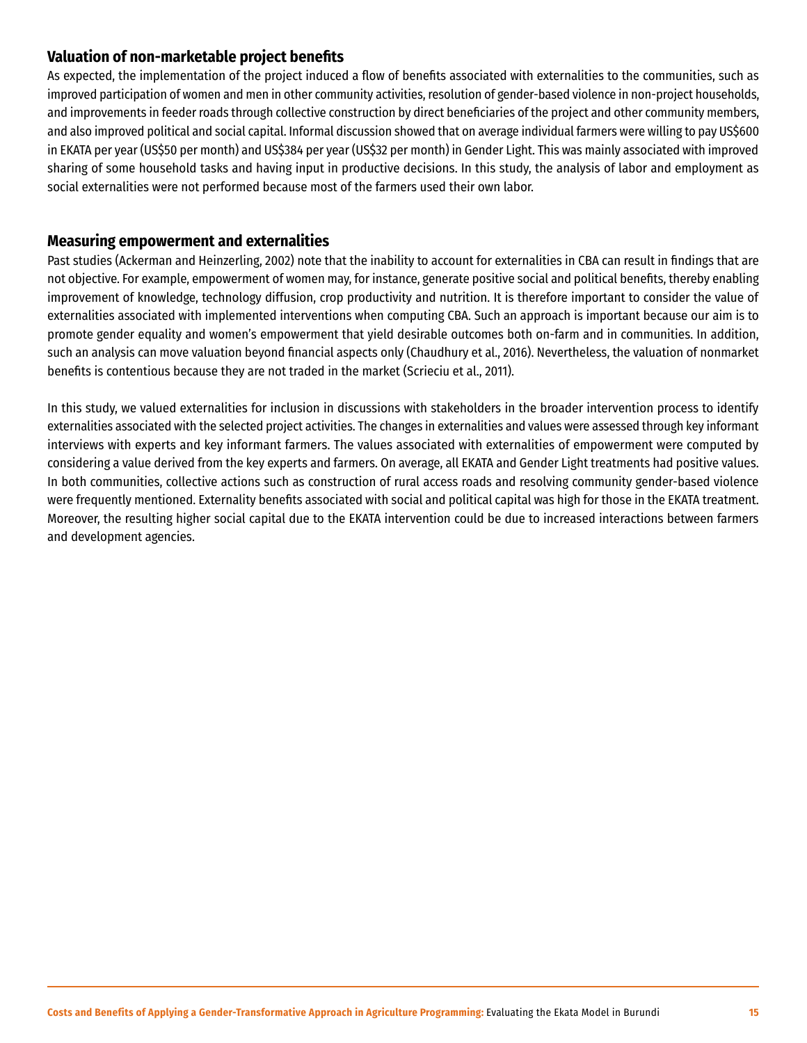### Valuation of non-marketable project benefits

As expected, the implementation of the project induced a flow of benefits associated with externalities to the communities, such as improved participation of women and men in other community activities, resolution of gender-based violence in non-project households, and improvements in feeder roads through collective construction by direct beneficiaries of the project and other community members, and also improved political and social capital. Informal discussion showed that on average individual farmers were willing to pay US$600 in EKATA per year (US$50 per month) and US$384 per year (US$32 per month) in Gender Light. This was mainly associated with improved sharing of some household tasks and having input in productive decisions. In this study, the analysis of labor and employment as social externalities were not performed because most of the farmers used their own labor.

### Measuring empowerment and externalities

Past studies (Ackerman and Heinzerling, 2002) note that the inability to account for externalities in CBA can result in findings that are not objective. For example, empowerment of women may, for instance, generate positive social and political benefits, thereby enabling improvement of knowledge, technology diffusion, crop productivity and nutrition. It is therefore important to consider the value of externalities associated with implemented interventions when computing CBA. Such an approach is important because our aim is to promote gender equality and women's empowerment that yield desirable outcomes both on-farm and in communities. In addition, such an analysis can move valuation beyond financial aspects only (Chaudhury et al., 2016). Nevertheless, the valuation of nonmarket benefits is contentious because they are not traded in the market (Scrieciu et al., 2011).

In this study, we valued externalities for inclusion in discussions with stakeholders in the broader intervention process to identify externalities associated with the selected project activities. The changes in externalities and values were assessed through key informant interviews with experts and key informant farmers. The values associated with externalities of empowerment were computed by considering a value derived from the key experts and farmers. On average, all EKATA and Gender Light treatments had positive values. In both communities, collective actions such as construction of rural access roads and resolving community gender-based violence were frequently mentioned. Externality benefits associated with social and political capital was high for those in the EKATA treatment. Moreover, the resulting higher social capital due to the EKATA intervention could be due to increased interactions between farmers and development agencies.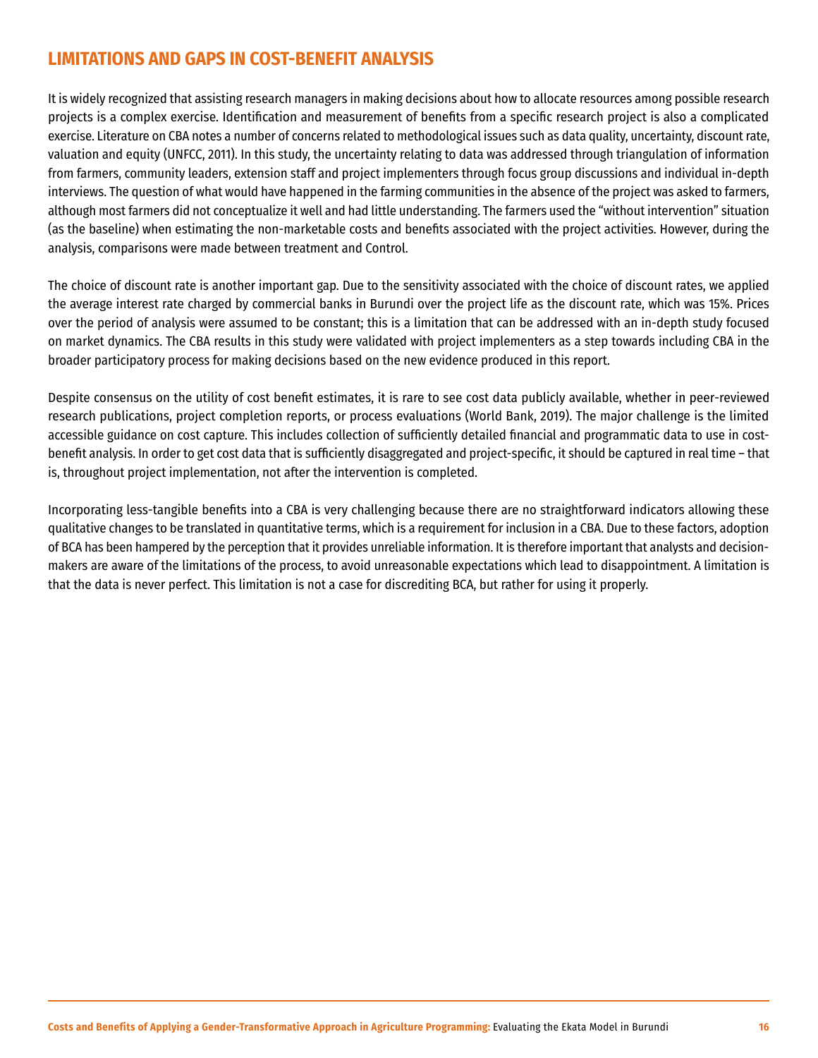## LIMITATIONS AND GAPS IN COST-BENEFIT ANALYSIS

It is widely recognized that assisting research managers in making decisions about how to allocate resources among possible research projects is a complex exercise. Identification and measurement of benefits from a specific research project is also a complicated exercise. Literature on CBA notes a number of concerns related to methodological issues such as data quality, uncertainty, discount rate, valuation and equity (UNFCC, 2011). In this study, the uncertainty relating to data was addressed through triangulation of information from farmers, community leaders, extension staff and project implementers through focus group discussions and individual in-depth interviews. The question of what would have happened in the farming communities in the absence of the project was asked to farmers, although most farmers did not conceptualize it well and had little understanding. The farmers used the "without intervention" situation (as the baseline) when estimating the non-marketable costs and benefits associated with the project activities. However, during the analysis, comparisons were made between treatment and Control.

The choice of discount rate is another important gap. Due to the sensitivity associated with the choice of discount rates, we applied the average interest rate charged by commercial banks in Burundi over the project life as the discount rate, which was 15%. Prices over the period of analysis were assumed to be constant; this is a limitation that can be addressed with an in-depth study focused on market dynamics. The CBA results in this study were validated with project implementers as a step towards including CBA in the broader participatory process for making decisions based on the new evidence produced in this report.

Despite consensus on the utility of cost benefit estimates, it is rare to see cost data publicly available, whether in peer-reviewed research publications, project completion reports, or process evaluations (World Bank, 2019). The major challenge is the limited accessible guidance on cost capture. This includes collection of sufficiently detailed financial and programmatic data to use in cost-benefit analysis. In order to get cost data that is sufficiently disaggregated and project-specific, it should be captured in real time – that is, throughout project implementation, not after the intervention is completed.

Incorporating less-tangible benefits into a CBA is very challenging because there are no straightforward indicators allowing these qualitative changes to be translated in quantitative terms, which is a requirement for inclusion in a CBA. Due to these factors, adoption of BCA has been hampered by the perception that it provides unreliable information. It is therefore important that analysts and decision-makers are aware of the limitations of the process, to avoid unreasonable expectations which lead to disappointment. A limitation is that the data is never perfect. This limitation is not a case for discrediting BCA, but rather for using it properly.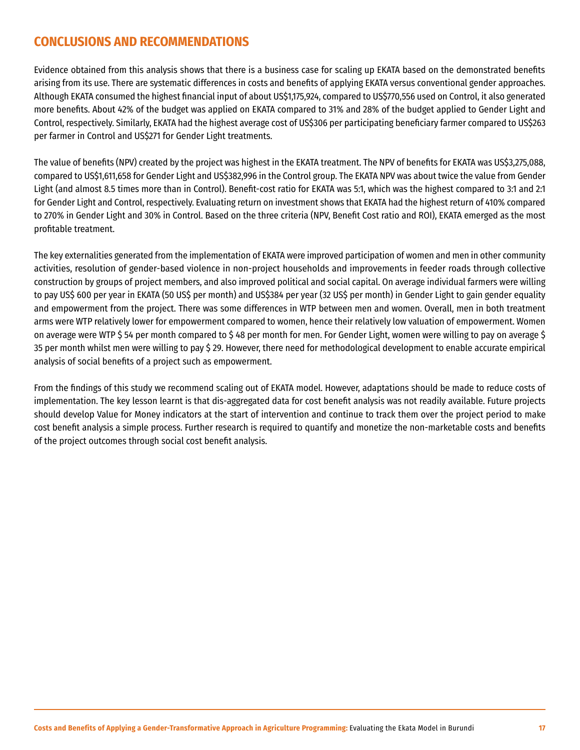## CONCLUSIONS AND RECOMMENDATIONS

Evidence obtained from this analysis shows that there is a business case for scaling up EKATA based on the demonstrated benefits arising from its use. There are systematic differences in costs and benefits of applying EKATA versus conventional gender approaches. Although EKATA consumed the highest financial input of about US$1,175,924, compared to US$770,556 used on Control, it also generated more benefits. About 42% of the budget was applied on EKATA compared to 31% and 28% of the budget applied to Gender Light and Control, respectively. Similarly, EKATA had the highest average cost of US$306 per participating beneficiary farmer compared to US$263 per farmer in Control and US$271 for Gender Light treatments.

The value of benefits (NPV) created by the project was highest in the EKATA treatment. The NPV of benefits for EKATA was US$3,275,088, compared to US$1,611,658 for Gender Light and US$382,996 in the Control group. The EKATA NPV was about twice the value from Gender Light (and almost 8.5 times more than in Control). Benefit-cost ratio for EKATA was 5:1, which was the highest compared to 3:1 and 2:1 for Gender Light and Control, respectively. Evaluating return on investment shows that EKATA had the highest return of 410% compared to 270% in Gender Light and 30% in Control. Based on the three criteria (NPV, Benefit Cost ratio and ROI), EKATA emerged as the most profitable treatment.

The key externalities generated from the implementation of EKATA were improved participation of women and men in other community activities, resolution of gender-based violence in non-project households and improvements in feeder roads through collective construction by groups of project members, and also improved political and social capital. On average individual farmers were willing to pay US$ 600 per year in EKATA (50 US$ per month) and US$384 per year (32 US$ per month) in Gender Light to gain gender equality and empowerment from the project. There was some differences in WTP between men and women. Overall, men in both treatment arms were WTP relatively lower for empowerment compared to women, hence their relatively low valuation of empowerment. Women on average were WTP $ 54 per month compared to $ 48 per month for men. For Gender Light, women were willing to pay on average $ 35 per month whilst men were willing to pay $ 29. However, there need for methodological development to enable accurate empirical analysis of social benefits of a project such as empowerment.

From the findings of this study we recommend scaling out of EKATA model. However, adaptations should be made to reduce costs of implementation. The key lesson learnt is that dis-aggregated data for cost benefit analysis was not readily available. Future projects should develop Value for Money indicators at the start of intervention and continue to track them over the project period to make cost benefit analysis a simple process. Further research is required to quantify and monetize the non-marketable costs and benefits of the project outcomes through social cost benefit analysis.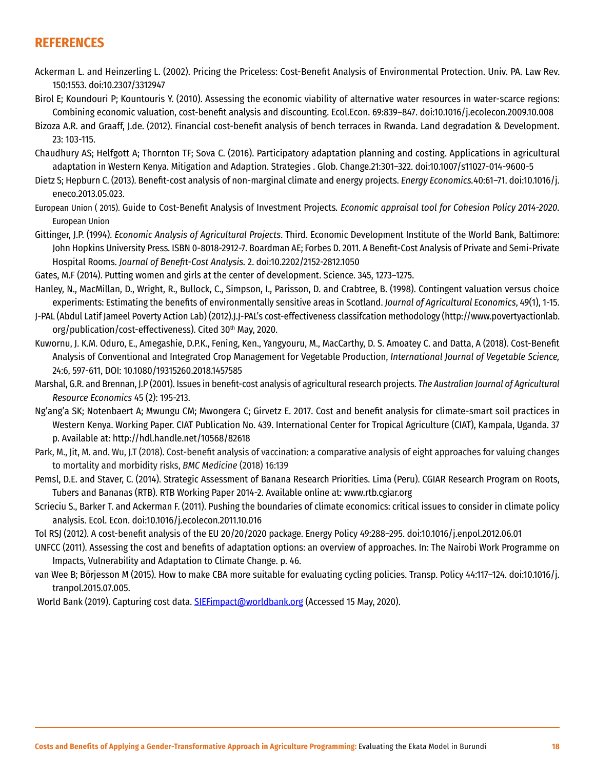## REFERENCES

Ackerman L. and Heinzerling L. (2002). Pricing the Priceless: Cost-Benefit Analysis of Environmental Protection. Univ. PA. Law Rev. 150:1553. doi:10.2307/3312947

Birol E; Koundouri P; Kountouris Y. (2010). Assessing the economic viability of alternative water resources in water-scarce regions: Combining economic valuation, cost-benefit analysis and discounting. Ecol.Econ. 69:839–847. doi:10.1016/j.ecolecon.2009.10.008

Bizoza A.R. and Graaff, J.de. (2012). Financial cost-benefit analysis of bench terraces in Rwanda. Land degradation & Development. 23: 103-115.

Chaudhury AS; Helfgott A; Thornton TF; Sova C. (2016). Participatory adaptation planning and costing. Applications in agricultural adaptation in Western Kenya. Mitigation and Adaption. Strategies . Glob. Change.21:301–322. doi:10.1007/s11027-014-9600-5

Dietz S; Hepburn C. (2013). Benefit-cost analysis of non-marginal climate and energy projects. *Energy Economics.*40:61–71. doi:10.1016/j.eneco.2013.05.023.

European Union ( 2015). Guide to Cost-Benefit Analysis of Investment Projects*. Economic appraisal tool for Cohesion Policy 2014-2020*. European Union

Gittinger, J.P. (1994). *Economic Analysis of Agricultural Projects*. Third. Economic Development Institute of the World Bank, Baltimore: John Hopkins University Press. ISBN 0-8018-2912-7. Boardman AE; Forbes D. 2011. A Benefit-Cost Analysis of Private and Semi-Private Hospital Rooms. *Journal of Benefit-Cost Analysis.* 2. doi:10.2202/2152-2812.1050

Gates, M.F (2014). Putting women and girls at the center of development. Science. 345, 1273–1275.

Hanley, N., MacMillan, D., Wright, R., Bullock, C., Simpson, I., Parisson, D. and Crabtree, B. (1998). Contingent valuation versus choice experiments: Estimating the benefits of environmentally sensitive areas in Scotland. *Journal of Agricultural Economics*, 49(1), 1-15.

J-PAL (Abdul Latif Jameel Poverty Action Lab) (2012).J.J-PAL's cost-effectiveness classifcation methodology (http://www.povertyactionlab.org/publication/cost-effectiveness). Cited 30th May, 2020.

Kuwornu, J. K.M. Oduro, E., Amegashie, D.P.K., Fening, Ken., Yangyouru, M., MacCarthy, D. S. Amoatey C. and Datta, A (2018). Cost-Benefit Analysis of Conventional and Integrated Crop Management for Vegetable Production, *International Journal of Vegetable Science,* 24:6, 597-611, DOI: 10.1080/19315260.2018.1457585

Marshal, G.R. and Brennan, J.P (2001). Issues in benefit-cost analysis of agricultural research projects. *The Australian Journal of Agricultural Resource Economics* 45 (2): 195-213.

Ng'ang'a SK; Notenbaert A; Mwungu CM; Mwongera C; Girvetz E. 2017. Cost and benefit analysis for climate-smart soil practices in Western Kenya. Working Paper. CIAT Publication No. 439. International Center for Tropical Agriculture (CIAT), Kampala, Uganda. 37 p. Available at: http://hdl.handle.net/10568/82618

Park, M., Jit, M. and. Wu, J.T (2018). Cost-benefit analysis of vaccination: a comparative analysis of eight approaches for valuing changes to mortality and morbidity risks, *BMC Medicine* (2018) 16:139

Pemsl, D.E. and Staver, C. (2014). Strategic Assessment of Banana Research Priorities. Lima (Peru). CGIAR Research Program on Roots, Tubers and Bananas (RTB). RTB Working Paper 2014-2. Available online at: www.rtb.cgiar.org

Scrieciu S., Barker T. and Ackerman F. (2011). Pushing the boundaries of climate economics: critical issues to consider in climate policy analysis. Ecol. Econ. doi:10.1016/j.ecolecon.2011.10.016

Tol RSJ (2012). A cost-benefit analysis of the EU 20/20/2020 package. Energy Policy 49:288–295. doi:10.1016/j.enpol.2012.06.01

UNFCC (2011). Assessing the cost and benefits of adaptation options: an overview of approaches. In: The Nairobi Work Programme on Impacts, Vulnerability and Adaptation to Climate Change. p. 46.

van Wee B; Börjesson M (2015). How to make CBA more suitable for evaluating cycling policies. Transp. Policy 44:117–124. doi:10.1016/j.tranpol.2015.07.005.

World Bank (2019). Capturing cost data. SIEFimpact@worldbank.org (Accessed 15 May, 2020).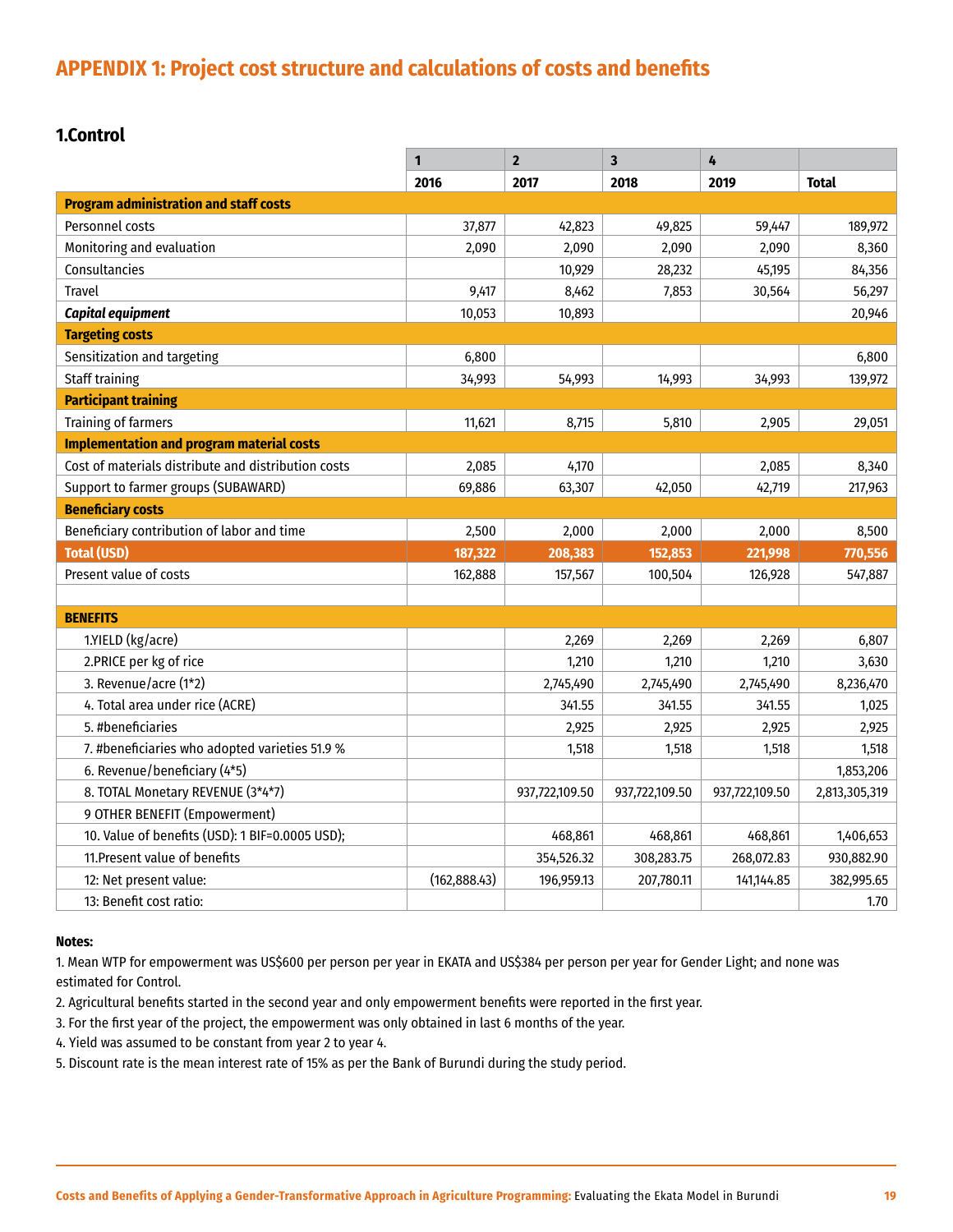## APPENDIX 1: Project cost structure and calculations of costs and benefits

### 1.Control

| | 1 | 2 | 3 | 4 | |
|---|---|---|---|---|---|
| | 2016 | 2017 | 2018 | 2019 | Total |
| **Program administration and staff costs** | | | | | |
| Personnel costs | 37,877 | 42,823 | 49,825 | 59,447 | 189,972 |
| Monitoring and evaluation | 2,090 | 2,090 | 2,090 | 2,090 | 8,360 |
| Consultancies | | 10,929 | 28,232 | 45,195 | 84,356 |
| Travel | 9,417 | 8,462 | 7,853 | 30,564 | 56,297 |
| ***Capital equipment*** | 10,053 | 10,893 | | | 20,946 |
| **Targeting costs** | | | | | |
| Sensitization and targeting | 6,800 | | | | 6,800 |
| Staff training | 34,993 | 54,993 | 14,993 | 34,993 | 139,972 |
| **Participant training** | | | | | |
| Training of farmers | 11,621 | 8,715 | 5,810 | 2,905 | 29,051 |
| **Implementation and program material costs** | | | | | |
| Cost of materials distribute and distribution costs | 2,085 | 4,170 | | 2,085 | 8,340 |
| Support to farmer groups (SUBAWARD) | 69,886 | 63,307 | 42,050 | 42,719 | 217,963 |
| **Beneficiary costs** | | | | | |
| Beneficiary contribution of labor and time | 2,500 | 2,000 | 2,000 | 2,000 | 8,500 |
| **Total (USD)** | **187,322** | **208,383** | **152,853** | **221,998** | **770,556** |
| Present value of costs | 162,888 | 157,567 | 100,504 | 126,928 | 547,887 |
| | | | | | |
| **BENEFITS** | | | | | |
| 1.YIELD (kg/acre) | | 2,269 | 2,269 | 2,269 | 6,807 |
| 2.PRICE per kg of rice | | 1,210 | 1,210 | 1,210 | 3,630 |
| 3. Revenue/acre (1*2) | | 2,745,490 | 2,745,490 | 2,745,490 | 8,236,470 |
| 4. Total area under rice (ACRE) | | 341.55 | 341.55 | 341.55 | 1,025 |
| 5. #beneficiaries | | 2,925 | 2,925 | 2,925 | 2,925 |
| 7. #beneficiaries who adopted varieties 51.9 % | | 1,518 | 1,518 | 1,518 | 1,518 |
| 6. Revenue/beneficiary (4*5) | | | | | 1,853,206 |
| 8. TOTAL Monetary REVENUE (3*4*7) | | 937,722,109.50 | 937,722,109.50 | 937,722,109.50 | 2,813,305,319 |
| 9 OTHER BENEFIT (Empowerment) | | | | | |
| 10. Value of benefits (USD): 1 BIF=0.0005 USD); | | 468,861 | 468,861 | 468,861 | 1,406,653 |
| 11.Present value of benefits | | 354,526.32 | 308,283.75 | 268,072.83 | 930,882.90 |
| 12: Net present value: | (162,888.43) | 196,959.13 | 207,780.11 | 141,144.85 | 382,995.65 |
| 13: Benefit cost ratio: | | | | | 1.70 |

**Notes:**

1. Mean WTP for empowerment was US$600 per person per year in EKATA and US$384 per person per year for Gender Light; and none was estimated for Control.
2. Agricultural benefits started in the second year and only empowerment benefits were reported in the first year.
3. For the first year of the project, the empowerment was only obtained in last 6 months of the year.
4. Yield was assumed to be constant from year 2 to year 4.
5. Discount rate is the mean interest rate of 15% as per the Bank of Burundi during the study period.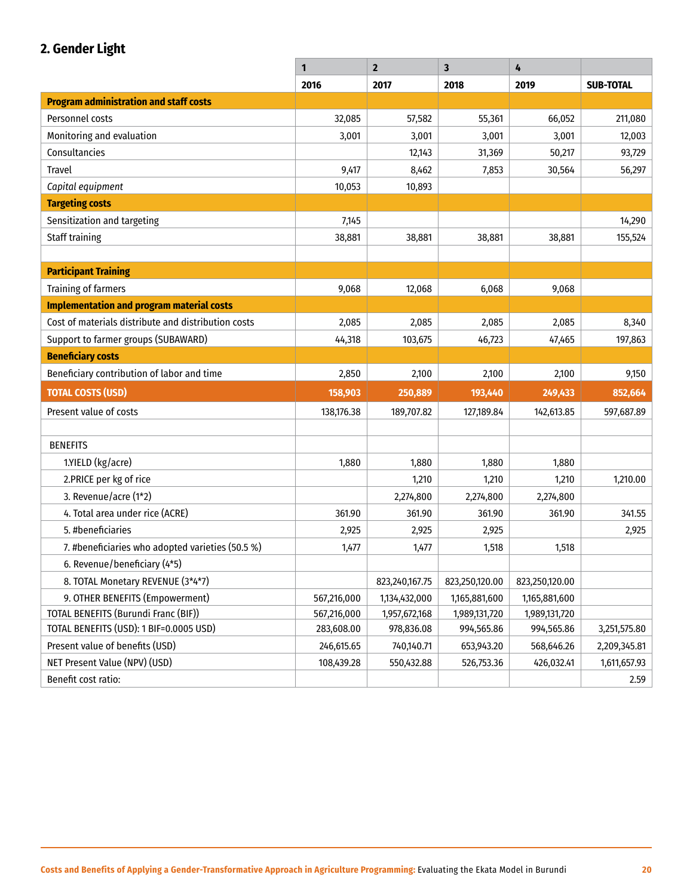## 2. Gender Light

| | 1 | 2 | 3 | 4 | |
|---|---|---|---|---|---|
| | **2016** | **2017** | **2018** | **2019** | **SUB-TOTAL** |
| **Program administration and staff costs** | | | | | |
| Personnel costs | 32,085 | 57,582 | 55,361 | 66,052 | 211,080 |
| Monitoring and evaluation | 3,001 | 3,001 | 3,001 | 3,001 | 12,003 |
| Consultancies | | 12,143 | 31,369 | 50,217 | 93,729 |
| Travel | 9,417 | 8,462 | 7,853 | 30,564 | 56,297 |
| *Capital equipment* | 10,053 | 10,893 | | | |
| **Targeting costs** | | | | | |
| Sensitization and targeting | 7,145 | | | | 14,290 |
| Staff training | 38,881 | 38,881 | 38,881 | 38,881 | 155,524 |
| | | | | | |
| **Participant Training** | | | | | |
| Training of farmers | 9,068 | 12,068 | 6,068 | 9,068 | |
| **Implementation and program material costs** | | | | | |
| Cost of materials distribute and distribution costs | 2,085 | 2,085 | 2,085 | 2,085 | 8,340 |
| Support to farmer groups (SUBAWARD) | 44,318 | 103,675 | 46,723 | 47,465 | 197,863 |
| **Beneficiary costs** | | | | | |
| Beneficiary contribution of labor and time | 2,850 | 2,100 | 2,100 | 2,100 | 9,150 |
| **TOTAL COSTS (USD)** | **158,903** | **250,889** | **193,440** | **249,433** | **852,664** |
| Present value of costs | 138,176.38 | 189,707.82 | 127,189.84 | 142,613.85 | 597,687.89 |
| | | | | | |
| BENEFITS | | | | | |
| 1.YIELD (kg/acre) | 1,880 | 1,880 | 1,880 | 1,880 | |
| 2.PRICE per kg of rice | | 1,210 | 1,210 | 1,210 | 1,210.00 |
| 3. Revenue/acre (1*2) | | 2,274,800 | 2,274,800 | 2,274,800 | |
| 4. Total area under rice (ACRE) | 361.90 | 361.90 | 361.90 | 361.90 | 341.55 |
| 5. #beneficiaries | 2,925 | 2,925 | 2,925 | | 2,925 |
| 7. #beneficiaries who adopted varieties (50.5 %) | 1,477 | 1,477 | 1,518 | 1,518 | |
| 6. Revenue/beneficiary (4*5) | | | | | |
| 8. TOTAL Monetary REVENUE (3*4*7) | | 823,240,167.75 | 823,250,120.00 | 823,250,120.00 | |
| 9. OTHER BENEFITS (Empowerment) | 567,216,000 | 1,134,432,000 | 1,165,881,600 | 1,165,881,600 | |
| TOTAL BENEFITS (Burundi Franc (BIF)) | 567,216,000 | 1,957,672,168 | 1,989,131,720 | 1,989,131,720 | |
| TOTAL BENEFITS (USD): 1 BIF=0.0005 USD) | 283,608.00 | 978,836.08 | 994,565.86 | 994,565.86 | 3,251,575.80 |
| Present value of benefits (USD) | 246,615.65 | 740,140.71 | 653,943.20 | 568,646.26 | 2,209,345.81 |
| NET Present Value (NPV) (USD) | 108,439.28 | 550,432.88 | 526,753.36 | 426,032.41 | 1,611,657.93 |
| Benefit cost ratio: | | | | | 2.59 |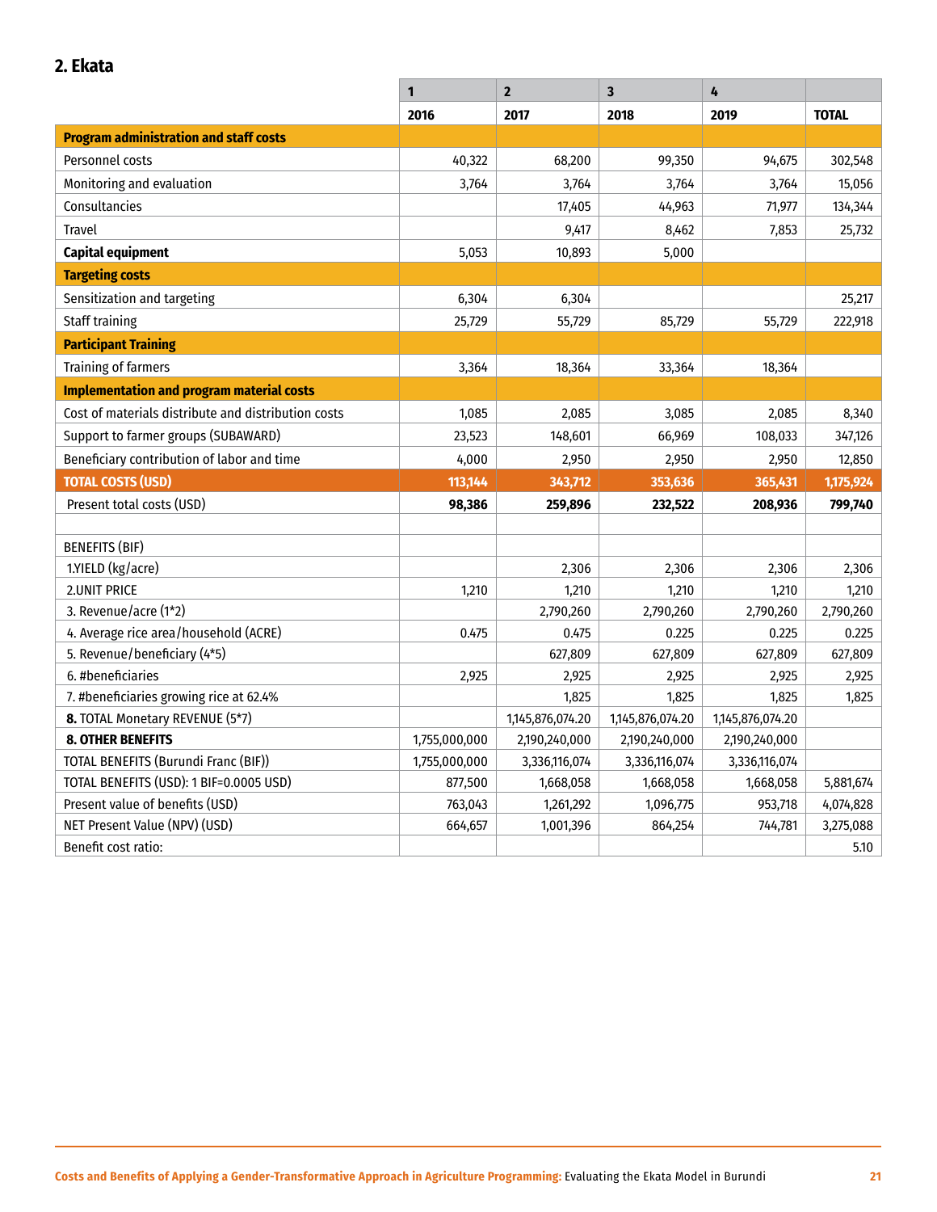## 2. Ekata

| | 1 | 2 | 3 | 4 | |
|---|---|---|---|---|---|
| | **2016** | **2017** | **2018** | **2019** | **TOTAL** |
| **Program administration and staff costs** | | | | | |
| Personnel costs | 40,322 | 68,200 | 99,350 | 94,675 | 302,548 |
| Monitoring and evaluation | 3,764 | 3,764 | 3,764 | 3,764 | 15,056 |
| Consultancies | | 17,405 | 44,963 | 71,977 | 134,344 |
| Travel | | 9,417 | 8,462 | 7,853 | 25,732 |
| **Capital equipment** | 5,053 | 10,893 | 5,000 | | |
| **Targeting costs** | | | | | |
| Sensitization and targeting | 6,304 | 6,304 | | | 25,217 |
| Staff training | 25,729 | 55,729 | 85,729 | 55,729 | 222,918 |
| **Participant Training** | | | | | |
| Training of farmers | 3,364 | 18,364 | 33,364 | 18,364 | |
| **Implementation and program material costs** | | | | | |
| Cost of materials distribute and distribution costs | 1,085 | 2,085 | 3,085 | 2,085 | 8,340 |
| Support to farmer groups (SUBAWARD) | 23,523 | 148,601 | 66,969 | 108,033 | 347,126 |
| Beneficiary contribution of labor and time | 4,000 | 2,950 | 2,950 | 2,950 | 12,850 |
| **TOTAL COSTS (USD)** | **113,144** | **343,712** | **353,636** | **365,431** | **1,175,924** |
| Present total costs (USD) | **98,386** | **259,896** | **232,522** | **208,936** | **799,740** |
| | | | | | |
| BENEFITS (BIF) | | | | | |
| 1.YIELD (kg/acre) | | 2,306 | 2,306 | 2,306 | 2,306 |
| 2.UNIT PRICE | 1,210 | 1,210 | 1,210 | 1,210 | 1,210 |
| 3. Revenue/acre (1*2) | | 2,790,260 | 2,790,260 | 2,790,260 | 2,790,260 |
| 4. Average rice area/household (ACRE) | 0.475 | 0.475 | 0.225 | 0.225 | 0.225 |
| 5. Revenue/beneficiary (4*5) | | 627,809 | 627,809 | 627,809 | 627,809 |
| 6. #beneficiaries | 2,925 | 2,925 | 2,925 | 2,925 | 2,925 |
| 7. #beneficiaries growing rice at 62.4% | | 1,825 | 1,825 | 1,825 | 1,825 |
| **8.** TOTAL Monetary REVENUE (5*7) | | 1,145,876,074.20 | 1,145,876,074.20 | 1,145,876,074.20 | |
| **8. OTHER BENEFITS** | 1,755,000,000 | 2,190,240,000 | 2,190,240,000 | 2,190,240,000 | |
| TOTAL BENEFITS (Burundi Franc (BIF)) | 1,755,000,000 | 3,336,116,074 | 3,336,116,074 | 3,336,116,074 | |
| TOTAL BENEFITS (USD): 1 BIF=0.0005 USD) | 877,500 | 1,668,058 | 1,668,058 | 1,668,058 | 5,881,674 |
| Present value of benefits (USD) | 763,043 | 1,261,292 | 1,096,775 | 953,718 | 4,074,828 |
| NET Present Value (NPV) (USD) | 664,657 | 1,001,396 | 864,254 | 744,781 | 3,275,088 |
| Benefit cost ratio: | | | | | 5.10 |